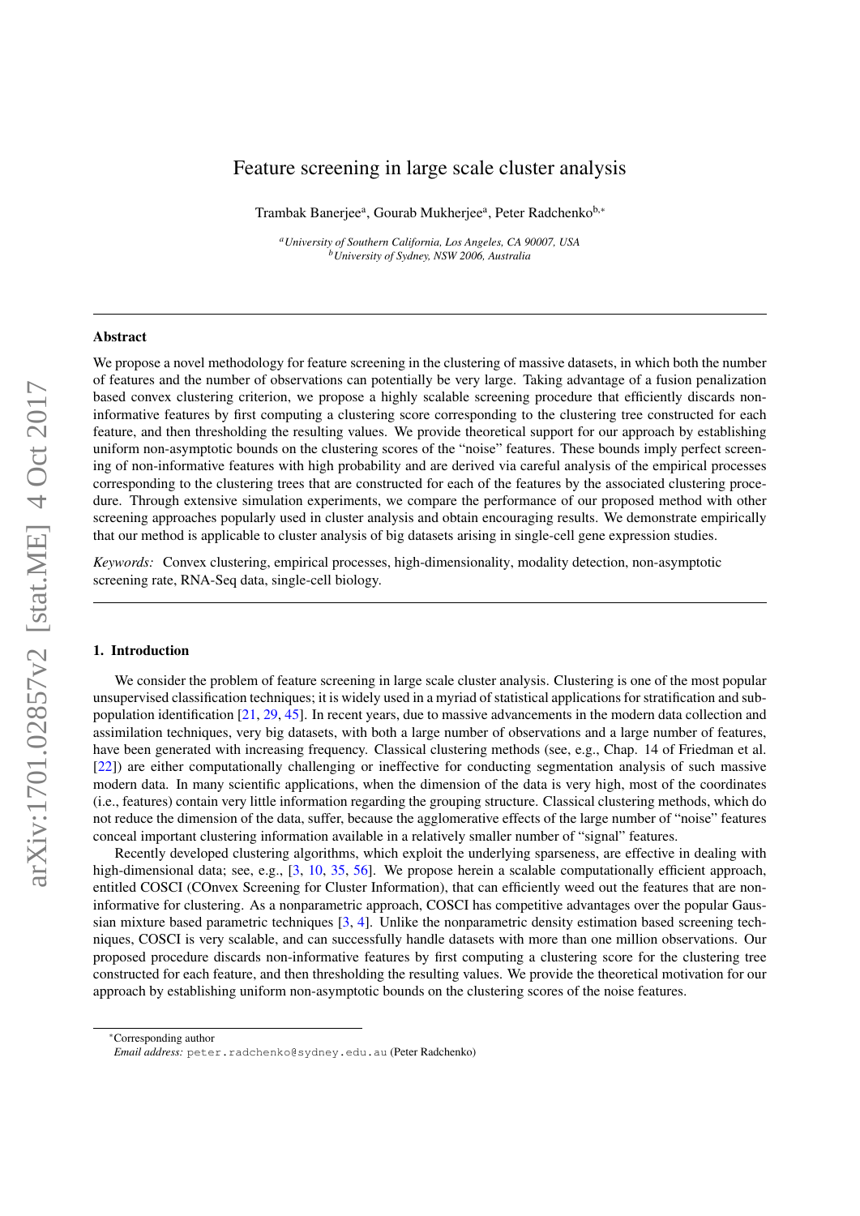# Feature screening in large scale cluster analysis

Trambak Banerjee[a], Gourab Mukherjee[a], Peter Radchenko[b,*]

[a]*University of Southern California, Los Angeles, CA 90007, USA*
[b]*University of Sydney, NSW 2006, Australia*

---

## Abstract

We propose a novel methodology for feature screening in the clustering of massive datasets, in which both the number of features and the number of observations can potentially be very large. Taking advantage of a fusion penalization based convex clustering criterion, we propose a highly scalable screening procedure that efficiently discards non-informative features by first computing a clustering score corresponding to the clustering tree constructed for each feature, and then thresholding the resulting values. We provide theoretical support for our approach by establishing uniform non-asymptotic bounds on the clustering scores of the "noise" features. These bounds imply perfect screening of non-informative features with high probability and are derived via careful analysis of the empirical processes corresponding to the clustering trees that are constructed for each of the features by the associated clustering procedure. Through extensive simulation experiments, we compare the performance of our proposed method with other screening approaches popularly used in cluster analysis and obtain encouraging results. We demonstrate empirically that our method is applicable to cluster analysis of big datasets arising in single-cell gene expression studies.

*Keywords:* Convex clustering, empirical processes, high-dimensionality, modality detection, non-asymptotic screening rate, RNA-Seq data, single-cell biology.

---

## 1. Introduction

We consider the problem of feature screening in large scale cluster analysis. Clustering is one of the most popular unsupervised classification techniques; it is widely used in a myriad of statistical applications for stratification and sub-population identification [21, 29, 45]. In recent years, due to massive advancements in the modern data collection and assimilation techniques, very big datasets, with both a large number of observations and a large number of features, have been generated with increasing frequency. Classical clustering methods (see, e.g., Chap. 14 of Friedman et al. [22]) are either computationally challenging or ineffective for conducting segmentation analysis of such massive modern data. In many scientific applications, when the dimension of the data is very high, most of the coordinates (i.e., features) contain very little information regarding the grouping structure. Classical clustering methods, which do not reduce the dimension of the data, suffer, because the agglomerative effects of the large number of "noise" features conceal important clustering information available in a relatively smaller number of "signal" features.

Recently developed clustering algorithms, which exploit the underlying sparseness, are effective in dealing with high-dimensional data; see, e.g., [3, 10, 35, 56]. We propose herein a scalable computationally efficient approach, entitled COSCI (COnvex Screening for Cluster Information), that can efficiently weed out the features that are non-informative for clustering. As a nonparametric approach, COSCI has competitive advantages over the popular Gaussian mixture based parametric techniques [3, 4]. Unlike the nonparametric density estimation based screening techniques, COSCI is very scalable, and can successfully handle datasets with more than one million observations. Our proposed procedure discards non-informative features by first computing a clustering score for the clustering tree constructed for each feature, and then thresholding the resulting values. We provide the theoretical motivation for our approach by establishing uniform non-asymptotic bounds on the clustering scores of the noise features.

---

*Corresponding author
*Email address:* peter.radchenko@sydney.edu.au (Peter Radchenko)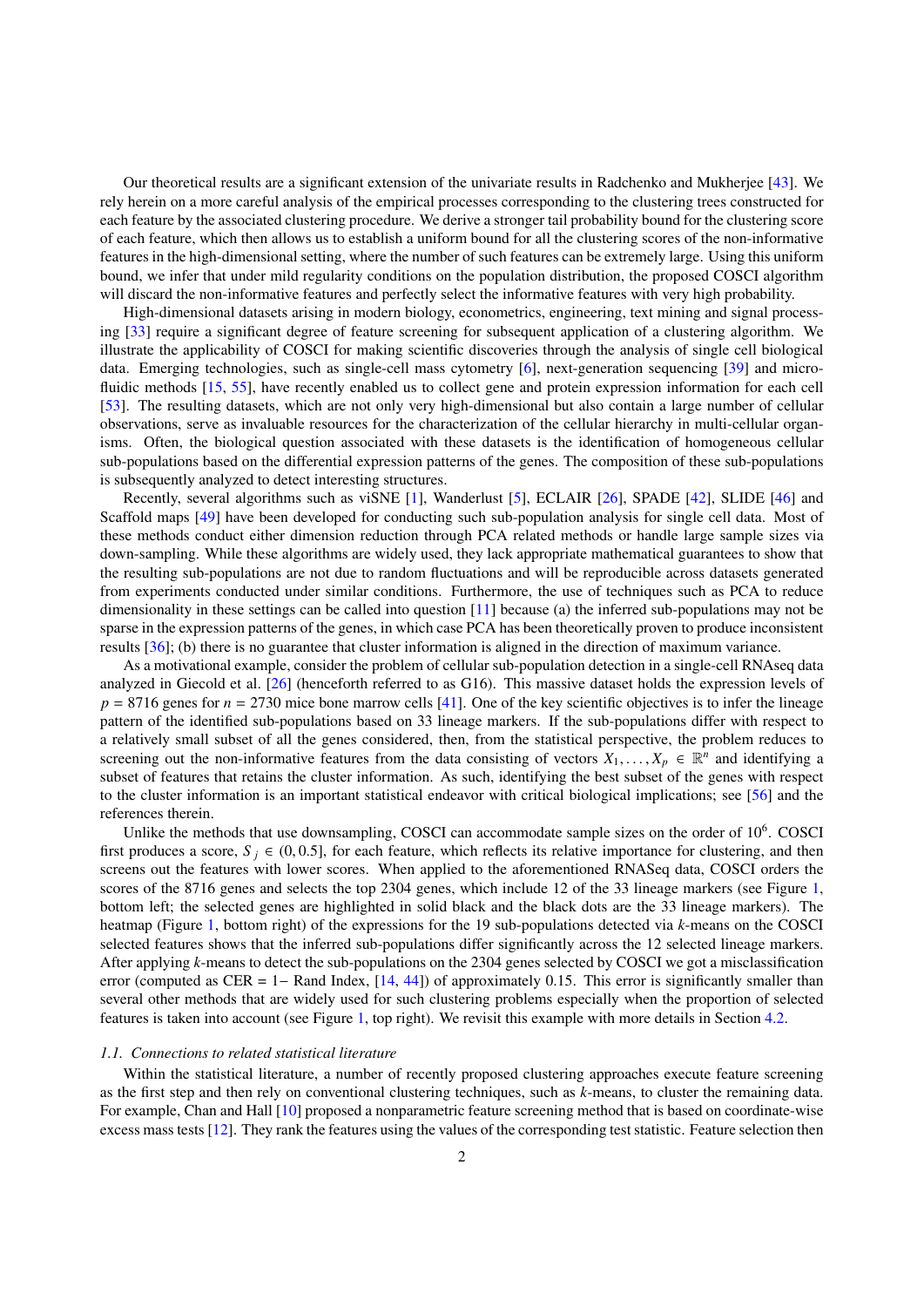Our theoretical results are a significant extension of the univariate results in Radchenko and Mukherjee [43]. We rely herein on a more careful analysis of the empirical processes corresponding to the clustering trees constructed for each feature by the associated clustering procedure. We derive a stronger tail probability bound for the clustering score of each feature, which then allows us to establish a uniform bound for all the clustering scores of the non-informative features in the high-dimensional setting, where the number of such features can be extremely large. Using this uniform bound, we infer that under mild regularity conditions on the population distribution, the proposed COSCI algorithm will discard the non-informative features and perfectly select the informative features with very high probability.

High-dimensional datasets arising in modern biology, econometrics, engineering, text mining and signal processing [33] require a significant degree of feature screening for subsequent application of a clustering algorithm. We illustrate the applicability of COSCI for making scientific discoveries through the analysis of single cell biological data. Emerging technologies, such as single-cell mass cytometry [6], next-generation sequencing [39] and microfluidic methods [15, 55], have recently enabled us to collect gene and protein expression information for each cell [53]. The resulting datasets, which are not only very high-dimensional but also contain a large number of cellular observations, serve as invaluable resources for the characterization of the cellular hierarchy in multi-cellular organisms. Often, the biological question associated with these datasets is the identification of homogeneous cellular sub-populations based on the differential expression patterns of the genes. The composition of these sub-populations is subsequently analyzed to detect interesting structures.

Recently, several algorithms such as viSNE [1], Wanderlust [5], ECLAIR [26], SPADE [42], SLIDE [46] and Scaffold maps [49] have been developed for conducting such sub-population analysis for single cell data. Most of these methods conduct either dimension reduction through PCA related methods or handle large sample sizes via down-sampling. While these algorithms are widely used, they lack appropriate mathematical guarantees to show that the resulting sub-populations are not due to random fluctuations and will be reproducible across datasets generated from experiments conducted under similar conditions. Furthermore, the use of techniques such as PCA to reduce dimensionality in these settings can be called into question [11] because (a) the inferred sub-populations may not be sparse in the expression patterns of the genes, in which case PCA has been theoretically proven to produce inconsistent results [36]; (b) there is no guarantee that cluster information is aligned in the direction of maximum variance.

As a motivational example, consider the problem of cellular sub-population detection in a single-cell RNAseq data analyzed in Giecold et al. [26] (henceforth referred to as G16). This massive dataset holds the expression levels of $p = 8716$ genes for $n = 2730$ mice bone marrow cells [41]. One of the key scientific objectives is to infer the lineage pattern of the identified sub-populations based on 33 lineage markers. If the sub-populations differ with respect to a relatively small subset of all the genes considered, then, from the statistical perspective, the problem reduces to screening out the non-informative features from the data consisting of vectors $X_1, \ldots, X_p \in \mathbb{R}^n$ and identifying a subset of features that retains the cluster information. As such, identifying the best subset of the genes with respect to the cluster information is an important statistical endeavor with critical biological implications; see [56] and the references therein.

Unlike the methods that use downsampling, COSCI can accommodate sample sizes on the order of $10^6$. COSCI first produces a score, $S_j \in (0, 0.5]$, for each feature, which reflects its relative importance for clustering, and then screens out the features with lower scores. When applied to the aforementioned RNASeq data, COSCI orders the scores of the 8716 genes and selects the top 2304 genes, which include 12 of the 33 lineage markers (see Figure 1, bottom left; the selected genes are highlighted in solid black and the black dots are the 33 lineage markers). The heatmap (Figure 1, bottom right) of the expressions for the 19 sub-populations detected via $k$-means on the COSCI selected features shows that the inferred sub-populations differ significantly across the 12 selected lineage markers. After applying $k$-means to detect the sub-populations on the 2304 genes selected by COSCI we got a misclassification error (computed as CER = 1− Rand Index, [14, 44]) of approximately 0.15. This error is significantly smaller than several other methods that are widely used for such clustering problems especially when the proportion of selected features is taken into account (see Figure 1, top right). We revisit this example with more details in Section 4.2.

### *1.1. Connections to related statistical literature*

Within the statistical literature, a number of recently proposed clustering approaches execute feature screening as the first step and then rely on conventional clustering techniques, such as $k$-means, to cluster the remaining data. For example, Chan and Hall [10] proposed a nonparametric feature screening method that is based on coordinate-wise excess mass tests [12]. They rank the features using the values of the corresponding test statistic. Feature selection then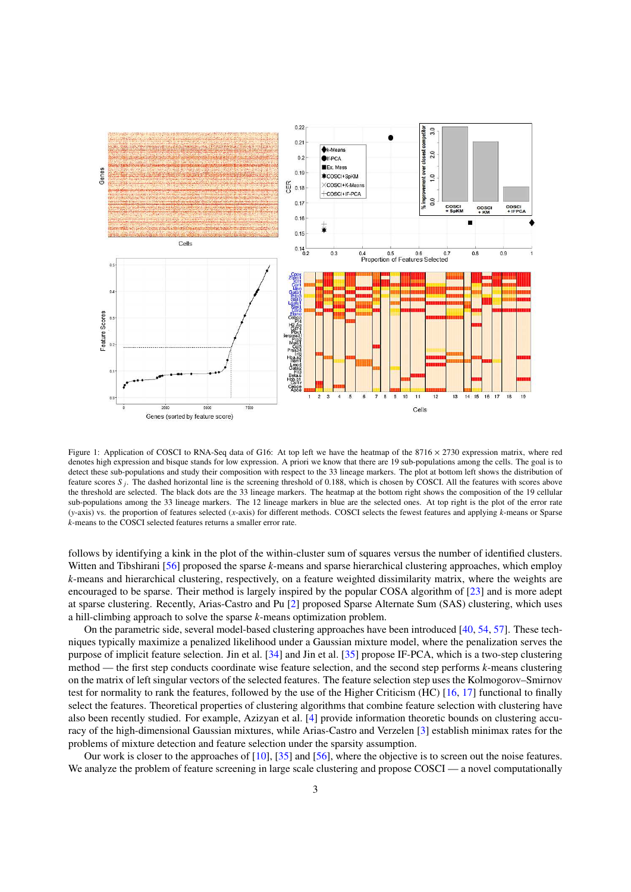Figure 1: Application of COSCI to RNA-Seq data of G16: At top left we have the heatmap of the $8716 \times 2730$ expression matrix, where red denotes high expression and bisque stands for low expression. A priori we know that there are 19 sub-populations among the cells. The goal is to detect these sub-populations and study their composition with respect to the 33 lineage markers. The plot at bottom left shows the distribution of feature scores $S_j$. The dashed horizontal line is the screening threshold of 0.188, which is chosen by COSCI. All the features with scores above the threshold are selected. The black dots are the 33 lineage markers. The heatmap at the bottom right shows the composition of the 19 cellular sub-populations among the 33 lineage markers. The 12 lineage markers in blue are the selected ones. At top right is the plot of the error rate ($y$-axis) vs. the proportion of features selected ($x$-axis) for different methods. COSCI selects the fewest features and applying $k$-means or Sparse $k$-means to the COSCI selected features returns a smaller error rate.

follows by identifying a kink in the plot of the within-cluster sum of squares versus the number of identified clusters. Witten and Tibshirani [56] proposed the sparse $k$-means and sparse hierarchical clustering approaches, which employ $k$-means and hierarchical clustering, respectively, on a feature weighted dissimilarity matrix, where the weights are encouraged to be sparse. Their method is largely inspired by the popular COSA algorithm of [23] and is more adept at sparse clustering. Recently, Arias-Castro and Pu [2] proposed Sparse Alternate Sum (SAS) clustering, which uses a hill-climbing approach to solve the sparse $k$-means optimization problem.

On the parametric side, several model-based clustering approaches have been introduced [40, 54, 57]. These techniques typically maximize a penalized likelihood under a Gaussian mixture model, where the penalization serves the purpose of implicit feature selection. Jin et al. [34] and Jin et al. [35] propose IF-PCA, which is a two-step clustering method — the first step conducts coordinate wise feature selection, and the second step performs $k$-means clustering on the matrix of left singular vectors of the selected features. The feature selection step uses the Kolmogorov–Smirnov test for normality to rank the features, followed by the use of the Higher Criticism (HC) [16, 17] functional to finally select the features. Theoretical properties of clustering algorithms that combine feature selection with clustering have also been recently studied. For example, Azizyan et al. [4] provide information theoretic bounds on clustering accuracy of the high-dimensional Gaussian mixtures, while Arias-Castro and Verzelen [3] establish minimax rates for the problems of mixture detection and feature selection under the sparsity assumption.

Our work is closer to the approaches of [10], [35] and [56], where the objective is to screen out the noise features. We analyze the problem of feature screening in large scale clustering and propose COSCI — a novel computationally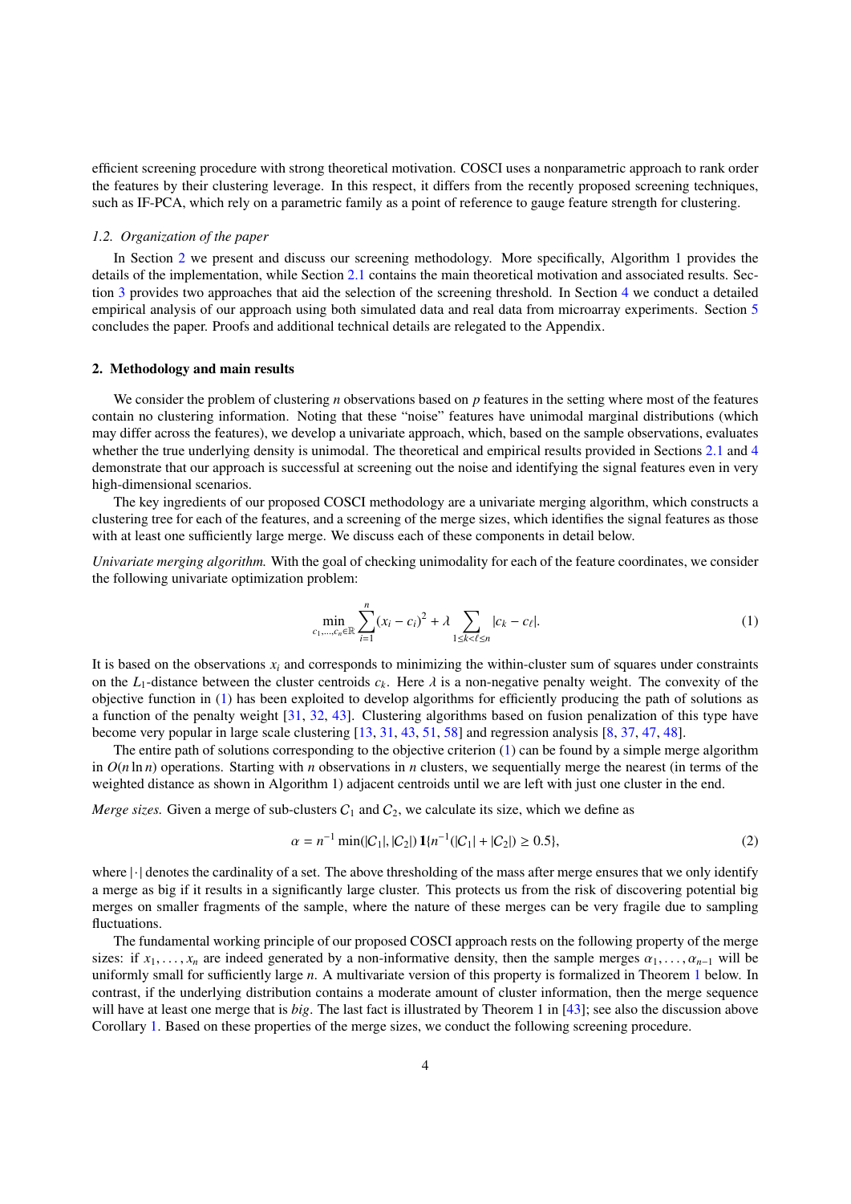efficient screening procedure with strong theoretical motivation. COSCI uses a nonparametric approach to rank order the features by their clustering leverage. In this respect, it differs from the recently proposed screening techniques, such as IF-PCA, which rely on a parametric family as a point of reference to gauge feature strength for clustering.

### 1.2. Organization of the paper

In Section 2 we present and discuss our screening methodology. More specifically, Algorithm 1 provides the details of the implementation, while Section 2.1 contains the main theoretical motivation and associated results. Section 3 provides two approaches that aid the selection of the screening threshold. In Section 4 we conduct a detailed empirical analysis of our approach using both simulated data and real data from microarray experiments. Section 5 concludes the paper. Proofs and additional technical details are relegated to the Appendix.

## 2. Methodology and main results

We consider the problem of clustering $n$ observations based on $p$ features in the setting where most of the features contain no clustering information. Noting that these "noise" features have unimodal marginal distributions (which may differ across the features), we develop a univariate approach, which, based on the sample observations, evaluates whether the true underlying density is unimodal. The theoretical and empirical results provided in Sections 2.1 and 4 demonstrate that our approach is successful at screening out the noise and identifying the signal features even in very high-dimensional scenarios.

The key ingredients of our proposed COSCI methodology are a univariate merging algorithm, which constructs a clustering tree for each of the features, and a screening of the merge sizes, which identifies the signal features as those with at least one sufficiently large merge. We discuss each of these components in detail below.

*Univariate merging algorithm.* With the goal of checking unimodality for each of the feature coordinates, we consider the following univariate optimization problem:

$$\min_{c_1,\ldots,c_n\in\mathbb{R}} \sum_{i=1}^{n}(x_i - c_i)^2 + \lambda \sum_{1\le k<\ell\le n} |c_k - c_\ell|. \tag{1}$$

It is based on the observations $x_i$ and corresponds to minimizing the within-cluster sum of squares under constraints on the $L_1$-distance between the cluster centroids $c_k$. Here $\lambda$ is a non-negative penalty weight. The convexity of the objective function in (1) has been exploited to develop algorithms for efficiently producing the path of solutions as a function of the penalty weight [31, 32, 43]. Clustering algorithms based on fusion penalization of this type have become very popular in large scale clustering [13, 31, 43, 51, 58] and regression analysis [8, 37, 47, 48].

The entire path of solutions corresponding to the objective criterion (1) can be found by a simple merge algorithm in $O(n \ln n)$ operations. Starting with $n$ observations in $n$ clusters, we sequentially merge the nearest (in terms of the weighted distance as shown in Algorithm 1) adjacent centroids until we are left with just one cluster in the end.

*Merge sizes.* Given a merge of sub-clusters $C_1$ and $C_2$, we calculate its size, which we define as

$$\alpha = n^{-1}\min(|C_1|, |C_2|)\, \mathbf{1}\{n^{-1}(|C_1| + |C_2|) \ge 0.5\}, \tag{2}$$

where $|\cdot|$ denotes the cardinality of a set. The above thresholding of the mass after merge ensures that we only identify a merge as big if it results in a significantly large cluster. This protects us from the risk of discovering potential big merges on smaller fragments of the sample, where the nature of these merges can be very fragile due to sampling fluctuations.

The fundamental working principle of our proposed COSCI approach rests on the following property of the merge sizes: if $x_1, \ldots, x_n$ are indeed generated by a non-informative density, then the sample merges $\alpha_1, \ldots, \alpha_{n-1}$ will be uniformly small for sufficiently large $n$. A multivariate version of this property is formalized in Theorem 1 below. In contrast, if the underlying distribution contains a moderate amount of cluster information, then the merge sequence will have at least one merge that is *big*. The last fact is illustrated by Theorem 1 in [43]; see also the discussion above Corollary 1. Based on these properties of the merge sizes, we conduct the following screening procedure.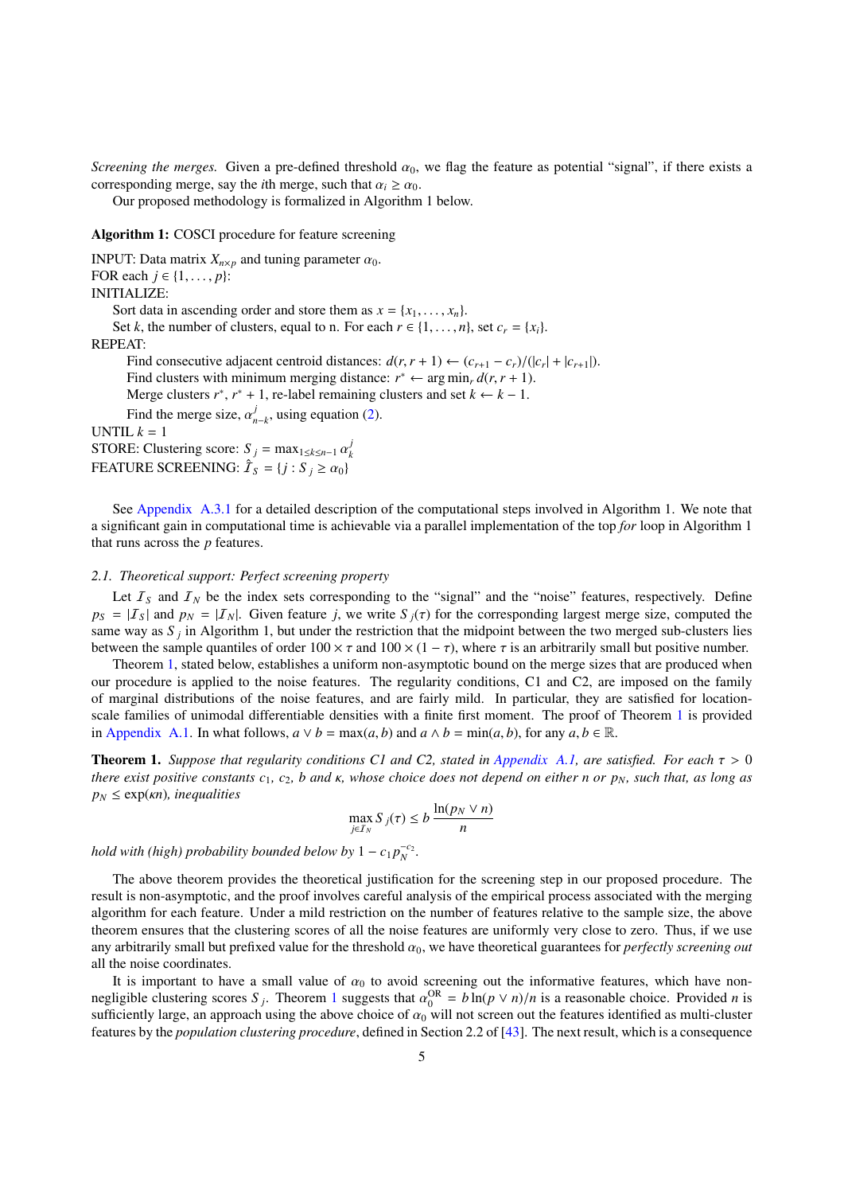*Screening the merges.* Given a pre-defined threshold $\alpha_0$, we flag the feature as potential "signal", if there exists a corresponding merge, say the $i$th merge, such that $\alpha_i \geq \alpha_0$.

Our proposed methodology is formalized in Algorithm 1 below.

**Algorithm 1:** COSCI procedure for feature screening

INPUT: Data matrix $X_{n \times p}$ and tuning parameter $\alpha_0$.
FOR each $j \in \{1, \ldots, p\}$:
INITIALIZE:
  Sort data in ascending order and store them as $x = \{x_1, \ldots, x_n\}$.
  Set $k$, the number of clusters, equal to n. For each $r \in \{1, \ldots, n\}$, set $c_r = \{x_i\}$.
REPEAT:
  Find consecutive adjacent centroid distances: $d(r, r+1) \leftarrow (c_{r+1} - c_r)/(|c_r| + |c_{r+1}|)$.
  Find clusters with minimum merging distance: $r^* \leftarrow \arg\min_r d(r, r+1)$.
  Merge clusters $r^*$, $r^* + 1$, re-label remaining clusters and set $k \leftarrow k - 1$.
  Find the merge size, $\alpha^j_{n-k}$, using equation (2).
UNTIL $k = 1$
STORE: Clustering score: $S_j = \max_{1 \leq k \leq n-1} \alpha^j_k$
FEATURE SCREENING: $\hat{\mathcal{I}}_S = \{j : S_j \geq \alpha_0\}$

See Appendix A.3.1 for a detailed description of the computational steps involved in Algorithm 1. We note that a significant gain in computational time is achievable via a parallel implementation of the top *for* loop in Algorithm 1 that runs across the $p$ features.

### 2.1. Theoretical support: Perfect screening property

Let $\mathcal{I}_S$ and $\mathcal{I}_N$ be the index sets corresponding to the "signal" and the "noise" features, respectively. Define $p_S = |\mathcal{I}_S|$ and $p_N = |\mathcal{I}_N|$. Given feature $j$, we write $S_j(\tau)$ for the corresponding largest merge size, computed the same way as $S_j$ in Algorithm 1, but under the restriction that the midpoint between the two merged sub-clusters lies between the sample quantiles of order $100 \times \tau$ and $100 \times (1 - \tau)$, where $\tau$ is an arbitrarily small but positive number.

Theorem 1, stated below, establishes a uniform non-asymptotic bound on the merge sizes that are produced when our procedure is applied to the noise features. The regularity conditions, C1 and C2, are imposed on the family of marginal distributions of the noise features, and are fairly mild. In particular, they are satisfied for location-scale families of unimodal differentiable densities with a finite first moment. The proof of Theorem 1 is provided in Appendix A.1. In what follows, $a \vee b = \max(a, b)$ and $a \wedge b = \min(a, b)$, for any $a, b \in \mathbb{R}$.

**Theorem 1.** *Suppose that regularity conditions C1 and C2, stated in Appendix A.1, are satisfied. For each $\tau > 0$ there exist positive constants $c_1$, $c_2$, $b$ and $\kappa$, whose choice does not depend on either $n$ or $p_N$, such that, as long as $p_N \leq \exp(\kappa n)$, inequalities*

$$\max_{j \in \mathcal{I}_N} S_j(\tau) \leq b \, \frac{\ln(p_N \vee n)}{n}$$

*hold with (high) probability bounded below by $1 - c_1 p_N^{-c_2}$.*

The above theorem provides the theoretical justification for the screening step in our proposed procedure. The result is non-asymptotic, and the proof involves careful analysis of the empirical process associated with the merging algorithm for each feature. Under a mild restriction on the number of features relative to the sample size, the above theorem ensures that the clustering scores of all the noise features are uniformly very close to zero. Thus, if we use any arbitrarily small but prefixed value for the threshold $\alpha_0$, we have theoretical guarantees for *perfectly screening out* all the noise coordinates.

It is important to have a small value of $\alpha_0$ to avoid screening out the informative features, which have non-negligible clustering scores $S_j$. Theorem 1 suggests that $\alpha_0^{\text{OR}} = b \ln(p \vee n)/n$ is a reasonable choice. Provided $n$ is sufficiently large, an approach using the above choice of $\alpha_0$ will not screen out the features identified as multi-cluster features by the *population clustering procedure*, defined in Section 2.2 of [43]. The next result, which is a consequence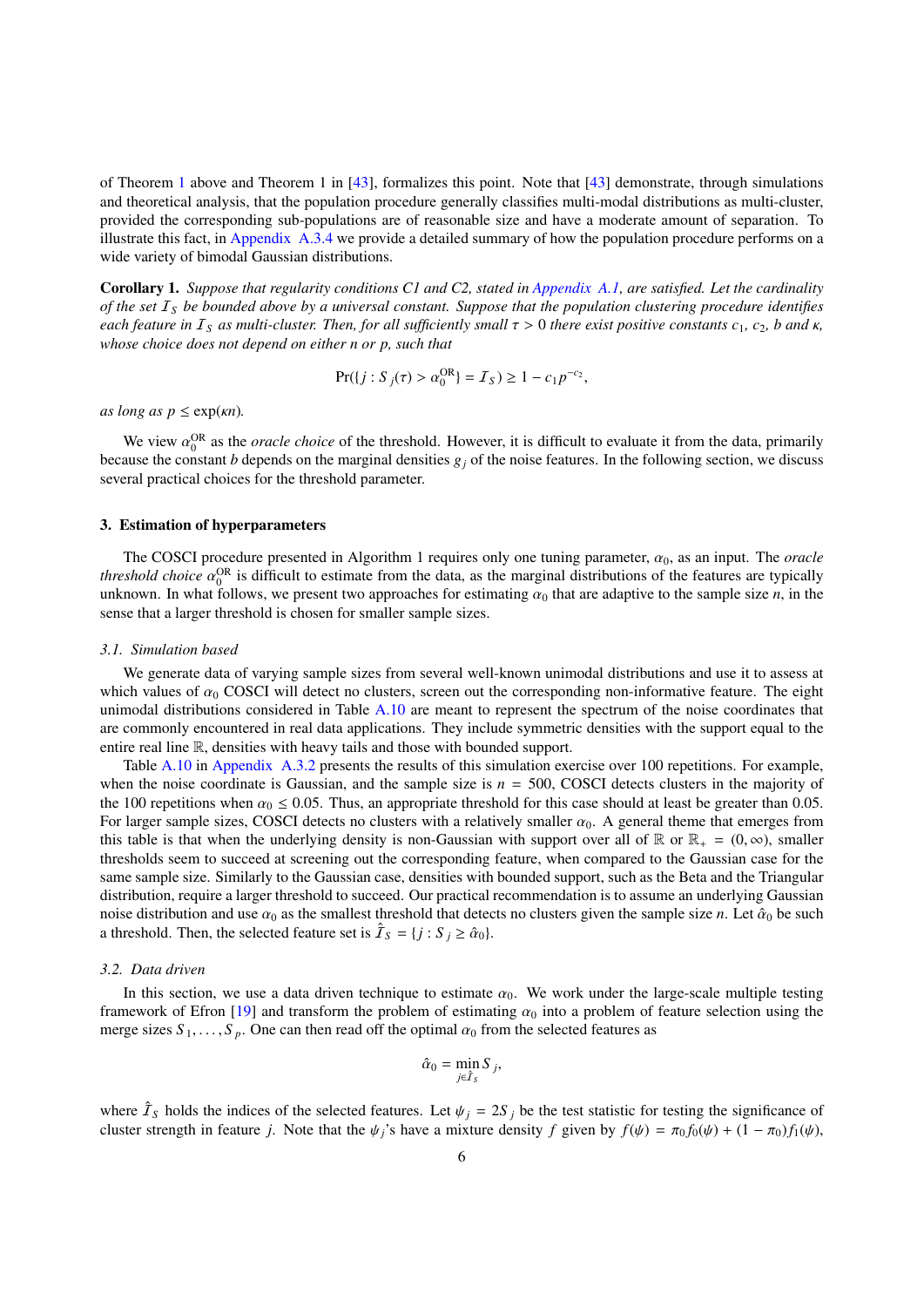of Theorem 1 above and Theorem 1 in [43], formalizes this point. Note that [43] demonstrate, through simulations and theoretical analysis, that the population procedure generally classifies multi-modal distributions as multi-cluster, provided the corresponding sub-populations are of reasonable size and have a moderate amount of separation. To illustrate this fact, in Appendix A.3.4 we provide a detailed summary of how the population procedure performs on a wide variety of bimodal Gaussian distributions.

**Corollary 1.** *Suppose that regularity conditions C1 and C2, stated in Appendix A.1, are satisfied. Let the cardinality of the set $\mathcal{I}_S$ be bounded above by a universal constant. Suppose that the population clustering procedure identifies each feature in $\mathcal{I}_S$ as multi-cluster. Then, for all sufficiently small $\tau > 0$ there exist positive constants $c_1$, $c_2$, $b$ and $\kappa$, whose choice does not depend on either $n$ or $p$, such that*

$$\Pr(\{j : S_j(\tau) > \alpha_0^{\mathrm{OR}}\} = \mathcal{I}_S) \geq 1 - c_1 p^{-c_2},$$

*as long as $p \leq \exp(\kappa n)$.*

We view $\alpha_0^{\mathrm{OR}}$ as the *oracle choice* of the threshold. However, it is difficult to evaluate it from the data, primarily because the constant $b$ depends on the marginal densities $g_j$ of the noise features. In the following section, we discuss several practical choices for the threshold parameter.

## 3. Estimation of hyperparameters

The COSCI procedure presented in Algorithm 1 requires only one tuning parameter, $\alpha_0$, as an input. The *oracle threshold choice* $\alpha_0^{\mathrm{OR}}$ is difficult to estimate from the data, as the marginal distributions of the features are typically unknown. In what follows, we present two approaches for estimating $\alpha_0$ that are adaptive to the sample size $n$, in the sense that a larger threshold is chosen for smaller sample sizes.

### 3.1. Simulation based

We generate data of varying sample sizes from several well-known unimodal distributions and use it to assess at which values of $\alpha_0$ COSCI will detect no clusters, screen out the corresponding non-informative feature. The eight unimodal distributions considered in Table A.10 are meant to represent the spectrum of the noise coordinates that are commonly encountered in real data applications. They include symmetric densities with the support equal to the entire real line $\mathbb{R}$, densities with heavy tails and those with bounded support.

Table A.10 in Appendix A.3.2 presents the results of this simulation exercise over 100 repetitions. For example, when the noise coordinate is Gaussian, and the sample size is $n = 500$, COSCI detects clusters in the majority of the 100 repetitions when $\alpha_0 \leq 0.05$. Thus, an appropriate threshold for this case should at least be greater than 0.05. For larger sample sizes, COSCI detects no clusters with a relatively smaller $\alpha_0$. A general theme that emerges from this table is that when the underlying density is non-Gaussian with support over all of $\mathbb{R}$ or $\mathbb{R}_+ = (0, \infty)$, smaller thresholds seem to succeed at screening out the corresponding feature, when compared to the Gaussian case for the same sample size. Similarly to the Gaussian case, densities with bounded support, such as the Beta and the Triangular distribution, require a larger threshold to succeed. Our practical recommendation is to assume an underlying Gaussian noise distribution and use $\alpha_0$ as the smallest threshold that detects no clusters given the sample size $n$. Let $\hat{\alpha}_0$ be such a threshold. Then, the selected feature set is $\hat{\mathcal{I}}_S = \{j : S_j \geq \hat{\alpha}_0\}$.

### 3.2. Data driven

In this section, we use a data driven technique to estimate $\alpha_0$. We work under the large-scale multiple testing framework of Efron [19] and transform the problem of estimating $\alpha_0$ into a problem of feature selection using the merge sizes $S_1, \ldots, S_p$. One can then read off the optimal $\alpha_0$ from the selected features as

$$\hat{\alpha}_0 = \min_{j \in \hat{\mathcal{I}}_S} S_j,$$

where $\hat{\mathcal{I}}_S$ holds the indices of the selected features. Let $\psi_j = 2S_j$ be the test statistic for testing the significance of cluster strength in feature $j$. Note that the $\psi_j$'s have a mixture density $f$ given by $f(\psi) = \pi_0 f_0(\psi) + (1 - \pi_0) f_1(\psi)$,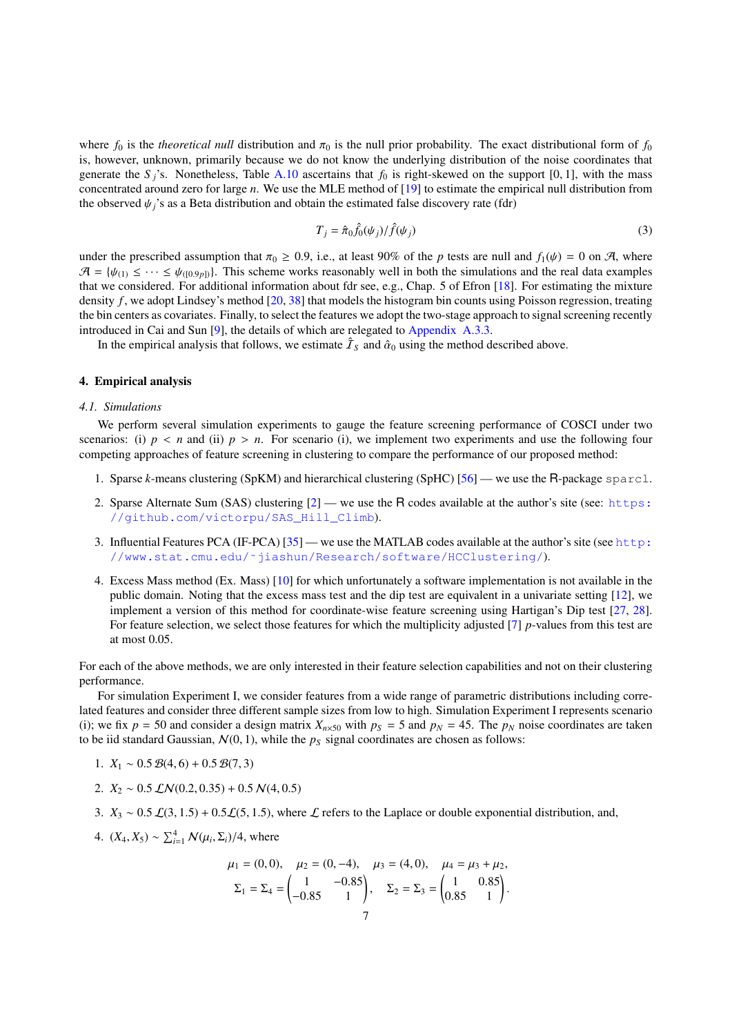where $f_0$ is the *theoretical null* distribution and $\pi_0$ is the null prior probability. The exact distributional form of $f_0$ is, however, unknown, primarily because we do not know the underlying distribution of the noise coordinates that generate the $S_j$'s. Nonetheless, Table A.10 ascertains that $f_0$ is right-skewed on the support $[0, 1]$, with the mass concentrated around zero for large $n$. We use the MLE method of [19] to estimate the empirical null distribution from the observed $\psi_j$'s as a Beta distribution and obtain the estimated false discovery rate (fdr)

$$T_j = \hat{\pi}_0 \hat{f}_0(\psi_j)/\hat{f}(\psi_j) \tag{3}$$

under the prescribed assumption that $\pi_0 \geq 0.9$, i.e., at least 90% of the $p$ tests are null and $f_1(\psi) = 0$ on $\mathcal{A}$, where $\mathcal{A} = \{\psi_{(1)} \leq \cdots \leq \psi_{([0.9p])}\}$. This scheme works reasonably well in both the simulations and the real data examples that we considered. For additional information about fdr see, e.g., Chap. 5 of Efron [18]. For estimating the mixture density $f$, we adopt Lindsey's method [20, 38] that models the histogram bin counts using Poisson regression, treating the bin centers as covariates. Finally, to select the features we adopt the two-stage approach to signal screening recently introduced in Cai and Sun [9], the details of which are relegated to Appendix A.3.3.

In the empirical analysis that follows, we estimate $\hat{\mathcal{I}}_S$ and $\hat{\alpha}_0$ using the method described above.

## 4. Empirical analysis

### 4.1. Simulations

We perform several simulation experiments to gauge the feature screening performance of COSCI under two scenarios: (i) $p < n$ and (ii) $p > n$. For scenario (i), we implement two experiments and use the following four competing approaches of feature screening in clustering to compare the performance of our proposed method:

1. Sparse $k$-means clustering (SpKM) and hierarchical clustering (SpHC) [56] — we use the R-package `sparcl`.
2. Sparse Alternate Sum (SAS) clustering [2] — we use the R codes available at the author's site (see: https://github.com/victorpu/SAS_Hill_Climb).
3. Influential Features PCA (IF-PCA) [35] — we use the MATLAB codes available at the author's site (see http://www.stat.cmu.edu/~jiashun/Research/software/HCClustering/).
4. Excess Mass method (Ex. Mass) [10] for which unfortunately a software implementation is not available in the public domain. Noting that the excess mass test and the dip test are equivalent in a univariate setting [12], we implement a version of this method for coordinate-wise feature screening using Hartigan's Dip test [27, 28]. For feature selection, we select those features for which the multiplicity adjusted [7] $p$-values from this test are at most 0.05.

For each of the above methods, we are only interested in their feature selection capabilities and not on their clustering performance.

For simulation Experiment I, we consider features from a wide range of parametric distributions including correlated features and consider three different sample sizes from low to high. Simulation Experiment I represents scenario (i); we fix $p = 50$ and consider a design matrix $X_{n\times 50}$ with $p_S = 5$ and $p_N = 45$. The $p_N$ noise coordinates are taken to be iid standard Gaussian, $\mathcal{N}(0, 1)$, while the $p_S$ signal coordinates are chosen as follows:

1. $X_1 \sim 0.5\,\mathcal{B}(4, 6) + 0.5\,\mathcal{B}(7, 3)$
2. $X_2 \sim 0.5\,\mathcal{LN}(0.2, 0.35) + 0.5\,\mathcal{N}(4, 0.5)$
3. $X_3 \sim 0.5\,\mathcal{L}(3, 1.5) + 0.5\mathcal{L}(5, 1.5)$, where $\mathcal{L}$ refers to the Laplace or double exponential distribution, and,
4. $(X_4, X_5) \sim \sum_{i=1}^{4} \mathcal{N}(\mu_i, \Sigma_i)/4$, where

$$\mu_1 = (0, 0), \quad \mu_2 = (0, -4), \quad \mu_3 = (4, 0), \quad \mu_4 = \mu_3 + \mu_2,$$
$$\Sigma_1 = \Sigma_4 = \begin{pmatrix} 1 & -0.85 \\ -0.85 & 1 \end{pmatrix}, \quad \Sigma_2 = \Sigma_3 = \begin{pmatrix} 1 & 0.85 \\ 0.85 & 1 \end{pmatrix}.$$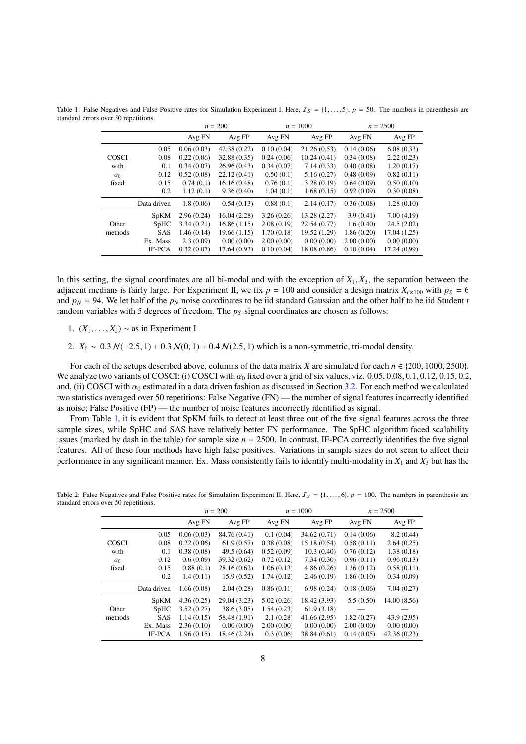Table 1: False Negatives and False Positive rates for Simulation Experiment I. Here, $\mathcal{I}_S = \{1, \ldots, 5\}$, $p = 50$. The numbers in parenthesis are standard errors over 50 repetitions.

| | | $n = 200$ | | $n = 1000$ | | $n = 2500$ | |
|---|---|---|---|---|---|---|---|
| | | Avg FN | Avg FP | Avg FN | Avg FP | Avg FN | Avg FP |
| COSCI with $\alpha_0$ fixed | 0.05 | 0.06 (0.03) | 42.38 (0.22) | 0.10 (0.04) | 21.26 (0.53) | 0.14 (0.06) | 6.08 (0.33) |
| | 0.08 | 0.22 (0.06) | 32.88 (0.35) | 0.24 (0.06) | 10.24 (0.41) | 0.34 (0.08) | 2.22 (0.23) |
| | 0.1 | 0.34 (0.07) | 26.96 (0.43) | 0.34 (0.07) | 7.14 (0.33) | 0.40 (0.08) | 1.20 (0.17) |
| | 0.12 | 0.52 (0.08) | 22.12 (0.41) | 0.50 (0.1) | 5.16 (0.27) | 0.48 (0.09) | 0.82 (0.11) |
| | 0.15 | 0.74 (0.1) | 16.16 (0.48) | 0.76 (0.1) | 3.28 (0.19) | 0.64 (0.09) | 0.50 (0.10) |
| | 0.2 | 1.12 (0.1) | 9.36 (0.40) | 1.04 (0.1) | 1.68 (0.15) | 0.92 (0.09) | 0.30 (0.08) |
| | Data driven | 1.8 (0.06) | 0.54 (0.13) | 0.88 (0.1) | 2.14 (0.17) | 0.36 (0.08) | 1.28 (0.10) |
| Other methods | SpKM | 2.96 (0.24) | 16.04 (2.28) | 3.26 (0.26) | 13.28 (2.27) | 3.9 (0.41) | 7.00 (4.19) |
| | SpHC | 3.34 (0.21) | 16.86 (1.15) | 2.08 (0.19) | 22.54 (0.77) | 1.6 (0.40) | 24.5 (2.02) |
| | SAS | 1.46 (0.14) | 19.66 (1.15) | 1.70 (0.18) | 19.52 (1.29) | 1.86 (0.20) | 17.04 (1.25) |
| | Ex. Mass | 2.3 (0.09) | 0.00 (0.00) | 2.00 (0.00) | 0.00 (0.00) | 2.00 (0.00) | 0.00 (0.00) |
| | IF-PCA | 0.32 (0.07) | 17.64 (0.93) | 0.10 (0.04) | 18.08 (0.86) | 0.10 (0.04) | 17.24 (0.99) |

In this setting, the signal coordinates are all bi-modal and with the exception of $X_1, X_3$, the separation between the adjacent medians is fairly large. For Experiment II, we fix $p = 100$ and consider a design matrix $X_{n\times 100}$ with $p_S = 6$ and $p_N = 94$. We let half of the $p_N$ noise coordinates to be iid standard Gaussian and the other half to be iid Student $t$ random variables with 5 degrees of freedom. The $p_S$ signal coordinates are chosen as follows:

1. $(X_1, \ldots, X_5) \sim$ as in Experiment I
2. $X_6 \sim 0.3\,\mathcal{N}(-2.5, 1) + 0.3\,\mathcal{N}(0, 1) + 0.4\,\mathcal{N}(2.5, 1)$ which is a non-symmetric, tri-modal density.

For each of the setups described above, columns of the data matrix $X$ are simulated for each $n \in \{200, 1000, 2500\}$. We analyze two variants of COSCI: (i) COSCI with $\alpha_0$ fixed over a grid of six values, viz. 0.05, 0.08, 0.1, 0.12, 0.15, 0.2, and, (ii) COSCI with $\alpha_0$ estimated in a data driven fashion as discussed in Section 3.2. For each method we calculated two statistics averaged over 50 repetitions: False Negative (FN) — the number of signal features incorrectly identified as noise; False Positive (FP) — the number of noise features incorrectly identified as signal.

From Table 1, it is evident that SpKM fails to detect at least three out of the five signal features across the three sample sizes, while SpHC and SAS have relatively better FN performance. The SpHC algorithm faced scalability issues (marked by dash in the table) for sample size $n = 2500$. In contrast, IF-PCA correctly identifies the five signal features. All of these four methods have high false positives. Variations in sample sizes do not seem to affect their performance in any significant manner. Ex. Mass consistently fails to identify multi-modality in $X_1$ and $X_3$ but has the

Table 2: False Negatives and False Positive rates for Simulation Experiment II. Here, $\mathcal{I}_S = \{1, \ldots, 6\}$, $p = 100$. The numbers in parenthesis are standard errors over 50 repetitions.

| | | $n = 200$ | | $n = 1000$ | | $n = 2500$ | |
|---|---|---|---|---|---|---|---|
| | | Avg FN | Avg FP | Avg FN | Avg FP | Avg FN | Avg FP |
| COSCI with $\alpha_0$ fixed | 0.05 | 0.06 (0.03) | 84.76 (0.41) | 0.1 (0.04) | 34.62 (0.71) | 0.14 (0.06) | 8.2 (0.44) |
| | 0.08 | 0.22 (0.06) | 61.9 (0.57) | 0.38 (0.08) | 15.18 (0.54) | 0.58 (0.11) | 2.64 (0.25) |
| | 0.1 | 0.38 (0.08) | 49.5 (0.64) | 0.52 (0.09) | 10.3 (0.40) | 0.76 (0.12) | 1.38 (0.18) |
| | 0.12 | 0.6 (0.09) | 39.32 (0.62) | 0.72 (0.12) | 7.34 (0.30) | 0.96 (0.11) | 0.96 (0.13) |
| | 0.15 | 0.88 (0.1) | 28.16 (0.62) | 1.06 (0.13) | 4.86 (0.26) | 1.36 (0.12) | 0.58 (0.11) |
| | 0.2 | 1.4 (0.11) | 15.9 (0.52) | 1.74 (0.12) | 2.46 (0.19) | 1.86 (0.10) | 0.34 (0.09) |
| | Data driven | 1.66 (0.08) | 2.04 (0.28) | 0.86 (0.11) | 6.98 (0.24) | 0.18 (0.06) | 7.04 (0.27) |
| Other methods | SpKM | 4.36 (0.25) | 29.04 (3.23) | 5.02 (0.26) | 18.42 (3.93) | 5.5 (0.50) | 14.00 (8.56) |
| | SpHC | 3.52 (0.27) | 38.6 (3.05) | 1.54 (0.23) | 61.9 (3.18) | — | — |
| | SAS | 1.14 (0.15) | 58.48 (1.91) | 2.1 (0.28) | 41.66 (2.95) | 1.82 (0.27) | 43.9 (2.95) |
| | Ex. Mass | 2.36 (0.10) | 0.00 (0.00) | 2.00 (0.00) | 0.00 (0.00) | 2.00 (0.00) | 0.00 (0.00) |
| | IF-PCA | 1.96 (0.15) | 18.46 (2.24) | 0.3 (0.06) | 38.84 (0.61) | 0.14 (0.05) | 42.36 (0.23) |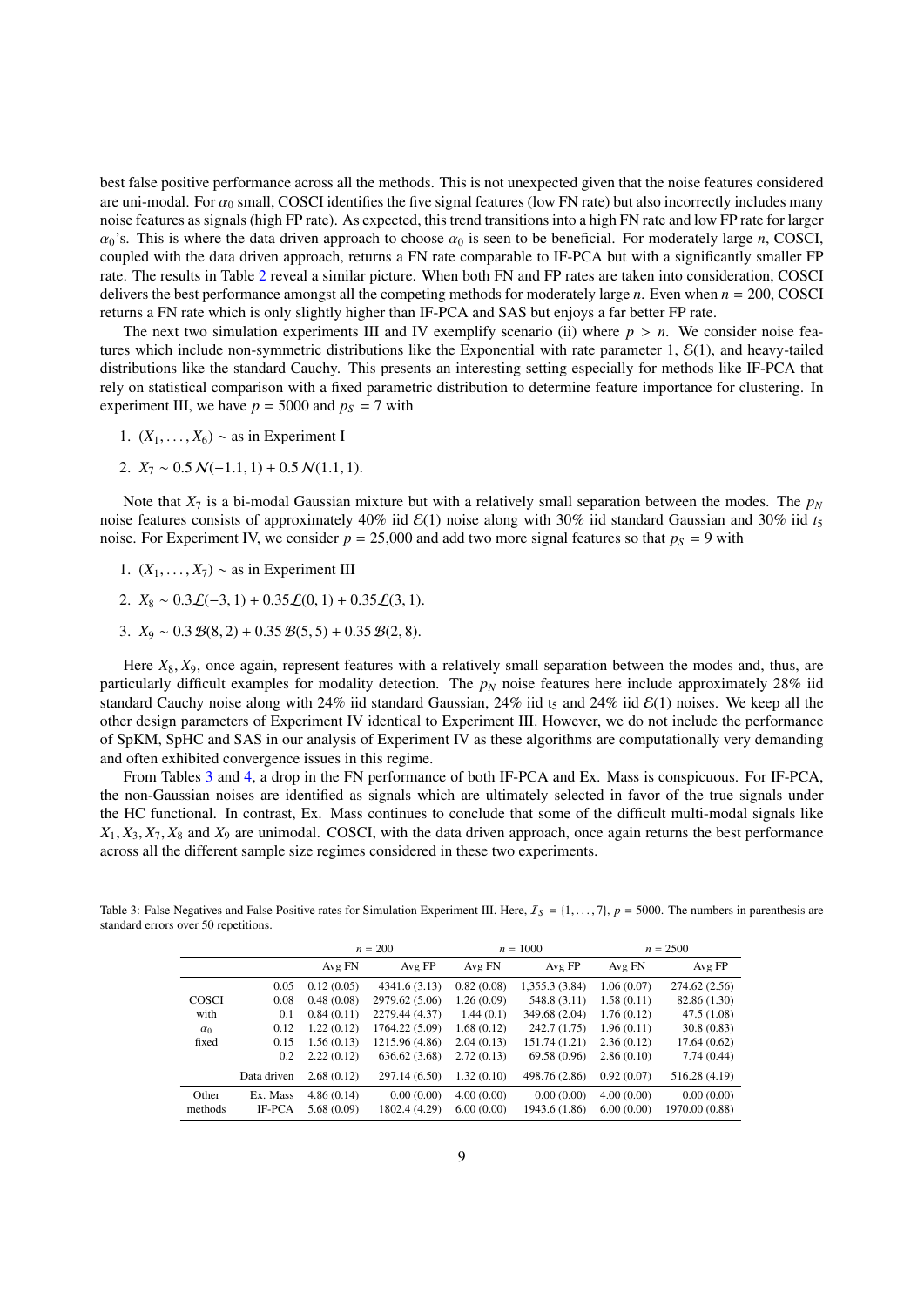best false positive performance across all the methods. This is not unexpected given that the noise features considered are uni-modal. For $\alpha_0$ small, COSCI identifies the five signal features (low FN rate) but also incorrectly includes many noise features as signals (high FP rate). As expected, this trend transitions into a high FN rate and low FP rate for larger $\alpha_0$'s. This is where the data driven approach to choose $\alpha_0$ is seen to be beneficial. For moderately large $n$, COSCI, coupled with the data driven approach, returns a FN rate comparable to IF-PCA but with a significantly smaller FP rate. The results in Table 2 reveal a similar picture. When both FN and FP rates are taken into consideration, COSCI delivers the best performance amongst all the competing methods for moderately large $n$. Even when $n = 200$, COSCI returns a FN rate which is only slightly higher than IF-PCA and SAS but enjoys a far better FP rate.

The next two simulation experiments III and IV exemplify scenario (ii) where $p > n$. We consider noise features which include non-symmetric distributions like the Exponential with rate parameter 1, $\mathcal{E}(1)$, and heavy-tailed distributions like the standard Cauchy. This presents an interesting setting especially for methods like IF-PCA that rely on statistical comparison with a fixed parametric distribution to determine feature importance for clustering. In experiment III, we have $p = 5000$ and $p_S = 7$ with

1. $(X_1, \ldots, X_6) \sim$ as in Experiment I
2. $X_7 \sim 0.5\,\mathcal{N}(-1.1, 1) + 0.5\,\mathcal{N}(1.1, 1)$.

Note that $X_7$ is a bi-modal Gaussian mixture but with a relatively small separation between the modes. The $p_N$ noise features consists of approximately 40% iid $\mathcal{E}(1)$ noise along with 30% iid standard Gaussian and 30% iid $t_5$ noise. For Experiment IV, we consider $p = 25{,}000$ and add two more signal features so that $p_S = 9$ with

1. $(X_1, \ldots, X_7) \sim$ as in Experiment III
2. $X_8 \sim 0.3\mathcal{L}(-3, 1) + 0.35\mathcal{L}(0, 1) + 0.35\mathcal{L}(3, 1)$.
3. $X_9 \sim 0.3\,\mathcal{B}(8, 2) + 0.35\,\mathcal{B}(5, 5) + 0.35\,\mathcal{B}(2, 8)$.

Here $X_8, X_9$, once again, represent features with a relatively small separation between the modes and, thus, are particularly difficult examples for modality detection. The $p_N$ noise features here include approximately 28% iid standard Cauchy noise along with 24% iid standard Gaussian, 24% iid $t_5$ and 24% iid $\mathcal{E}(1)$ noises. We keep all the other design parameters of Experiment IV identical to Experiment III. However, we do not include the performance of SpKM, SpHC and SAS in our analysis of Experiment IV as these algorithms are computationally very demanding and often exhibited convergence issues in this regime.

From Tables 3 and 4, a drop in the FN performance of both IF-PCA and Ex. Mass is conspicuous. For IF-PCA, the non-Gaussian noises are identified as signals which are ultimately selected in favor of the true signals under the HC functional. In contrast, Ex. Mass continues to conclude that some of the difficult multi-modal signals like $X_1, X_3, X_7, X_8$ and $X_9$ are unimodal. COSCI, with the data driven approach, once again returns the best performance across all the different sample size regimes considered in these two experiments.

Table 3: False Negatives and False Positive rates for Simulation Experiment III. Here, $\mathcal{I}_S = \{1, \ldots, 7\}$, $p = 5000$. The numbers in parenthesis are standard errors over 50 repetitions.

| | | $n = 200$ | | $n = 1000$ | | $n = 2500$ | |
|---|---|---|---|---|---|---|---|
| | | Avg FN | Avg FP | Avg FN | Avg FP | Avg FN | Avg FP |
| COSCI with $\alpha_0$ fixed | 0.05 | 0.12 (0.05) | 4341.6 (3.13) | 0.82 (0.08) | 1,355.3 (3.84) | 1.06 (0.07) | 274.62 (2.56) |
| | 0.08 | 0.48 (0.08) | 2979.62 (5.06) | 1.26 (0.09) | 548.8 (3.11) | 1.58 (0.11) | 82.86 (1.30) |
| | 0.1 | 0.84 (0.11) | 2279.44 (4.37) | 1.44 (0.1) | 349.68 (2.04) | 1.76 (0.12) | 47.5 (1.08) |
| | 0.12 | 1.22 (0.12) | 1764.22 (5.09) | 1.68 (0.12) | 242.7 (1.75) | 1.96 (0.11) | 30.8 (0.83) |
| | 0.15 | 1.56 (0.13) | 1215.96 (4.86) | 2.04 (0.13) | 151.74 (1.21) | 2.36 (0.12) | 17.64 (0.62) |
| | 0.2 | 2.22 (0.12) | 636.62 (3.68) | 2.72 (0.13) | 69.58 (0.96) | 2.86 (0.10) | 7.74 (0.44) |
| | Data driven | 2.68 (0.12) | 297.14 (6.50) | 1.32 (0.10) | 498.76 (2.86) | 0.92 (0.07) | 516.28 (4.19) |
| Other methods | Ex. Mass | 4.86 (0.14) | 0.00 (0.00) | 4.00 (0.00) | 0.00 (0.00) | 4.00 (0.00) | 0.00 (0.00) |
| | IF-PCA | 5.68 (0.09) | 1802.4 (4.29) | 6.00 (0.00) | 1943.6 (1.86) | 6.00 (0.00) | 1970.00 (0.88) |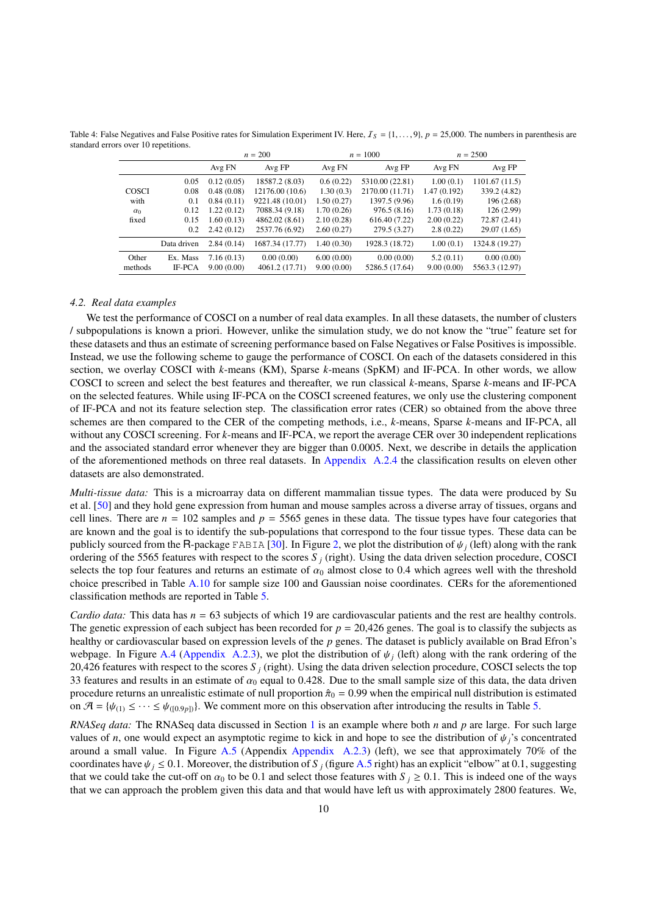Table 4: False Negatives and False Positive rates for Simulation Experiment IV. Here, $\mathcal{I}_S = \{1, \ldots, 9\}$, $p = 25{,}000$. The numbers in parenthesis are standard errors over 10 repetitions.

| | | $n = 200$ | | $n = 1000$ | | $n = 2500$ | |
|---|---|---|---|---|---|---|---|
| | | Avg FN | Avg FP | Avg FN | Avg FP | Avg FN | Avg FP |
| COSCI with $\alpha_0$ fixed | 0.05 | 0.12 (0.05) | 18587.2 (8.03) | 0.6 (0.22) | 5310.00 (22.81) | 1.00 (0.1) | 1101.67 (11.5) |
| | 0.08 | 0.48 (0.08) | 12176.00 (10.6) | 1.30 (0.3) | 2170.00 (11.71) | 1.47 (0.192) | 339.2 (4.82) |
| | 0.1 | 0.84 (0.11) | 9221.48 (10.01) | 1.50 (0.27) | 1397.5 (9.96) | 1.6 (0.19) | 196 (2.68) |
| | 0.12 | 1.22 (0.12) | 7088.34 (9.18) | 1.70 (0.26) | 976.5 (8.16) | 1.73 (0.18) | 126 (2.99) |
| | 0.15 | 1.60 (0.13) | 4862.02 (8.61) | 2.10 (0.28) | 616.40 (7.22) | 2.00 (0.22) | 72.87 (2.41) |
| | 0.2 | 2.42 (0.12) | 2537.76 (6.92) | 2.60 (0.27) | 279.5 (3.27) | 2.8 (0.22) | 29.07 (1.65) |
| | Data driven | 2.84 (0.14) | 1687.34 (17.77) | 1.40 (0.30) | 1928.3 (18.72) | 1.00 (0.1) | 1324.8 (19.27) |
| Other methods | Ex. Mass | 7.16 (0.13) | 0.00 (0.00) | 6.00 (0.00) | 0.00 (0.00) | 5.2 (0.11) | 0.00 (0.00) |
| | IF-PCA | 9.00 (0.00) | 4061.2 (17.71) | 9.00 (0.00) | 5286.5 (17.64) | 9.00 (0.00) | 5563.3 (12.97) |

### 4.2. Real data examples

We test the performance of COSCI on a number of real data examples. In all these datasets, the number of clusters / subpopulations is known a priori. However, unlike the simulation study, we do not know the "true" feature set for these datasets and thus an estimate of screening performance based on False Negatives or False Positives is impossible. Instead, we use the following scheme to gauge the performance of COSCI. On each of the datasets considered in this section, we overlay COSCI with $k$-means (KM), Sparse $k$-means (SpKM) and IF-PCA. In other words, we allow COSCI to screen and select the best features and thereafter, we run classical $k$-means, Sparse $k$-means and IF-PCA on the selected features. While using IF-PCA on the COSCI screened features, we only use the clustering component of IF-PCA and not its feature selection step. The classification error rates (CER) so obtained from the above three schemes are then compared to the CER of the competing methods, i.e., $k$-means, Sparse $k$-means and IF-PCA, all without any COSCI screening. For $k$-means and IF-PCA, we report the average CER over 30 independent replications and the associated standard error whenever they are bigger than 0.0005. Next, we describe in details the application of the aforementioned methods on three real datasets. In Appendix A.2.4 the classification results on eleven other datasets are also demonstrated.

*Multi-tissue data:* This is a microarray data on different mammalian tissue types. The data were produced by Su et al. [50] and they hold gene expression from human and mouse samples across a diverse array of tissues, organs and cell lines. There are $n = 102$ samples and $p = 5565$ genes in these data. The tissue types have four categories that are known and the goal is to identify the sub-populations that correspond to the four tissue types. These data can be publicly sourced from the R-package `FABIA` [30]. In Figure 2, we plot the distribution of $\psi_j$ (left) along with the rank ordering of the 5565 features with respect to the scores $S_j$ (right). Using the data driven selection procedure, COSCI selects the top four features and returns an estimate of $\alpha_0$ almost close to 0.4 which agrees well with the threshold choice prescribed in Table A.10 for sample size 100 and Gaussian noise coordinates. CERs for the aforementioned classification methods are reported in Table 5.

*Cardio data:* This data has $n = 63$ subjects of which 19 are cardiovascular patients and the rest are healthy controls. The genetic expression of each subject has been recorded for $p = 20{,}426$ genes. The goal is to classify the subjects as healthy or cardiovascular based on expression levels of the $p$ genes. The dataset is publicly available on Brad Efron's webpage. In Figure A.4 (Appendix A.2.3), we plot the distribution of $\psi_j$ (left) along with the rank ordering of the 20,426 features with respect to the scores $S_j$ (right). Using the data driven selection procedure, COSCI selects the top 33 features and results in an estimate of $\alpha_0$ equal to 0.428. Due to the small sample size of this data, the data driven procedure returns an unrealistic estimate of null proportion $\hat{\pi}_0 = 0.99$ when the empirical null distribution is estimated on $\mathcal{A} = \{\psi_{(1)} \leq \cdots \leq \psi_{(\lfloor 0.9p \rfloor)}\}$. We comment more on this observation after introducing the results in Table 5.

*RNASeq data:* The RNASeq data discussed in Section 1 is an example where both $n$ and $p$ are large. For such large values of $n$, one would expect an asymptotic regime to kick in and hope to see the distribution of $\psi_j$'s concentrated around a small value. In Figure A.5 (Appendix Appendix A.2.3) (left), we see that approximately 70% of the coordinates have $\psi_j \leq 0.1$. Moreover, the distribution of $S_j$ (figure A.5 right) has an explicit "elbow" at 0.1, suggesting that we could take the cut-off on $\alpha_0$ to be 0.1 and select those features with $S_j \geq 0.1$. This is indeed one of the ways that we can approach the problem given this data and that would have left us with approximately 2800 features. We,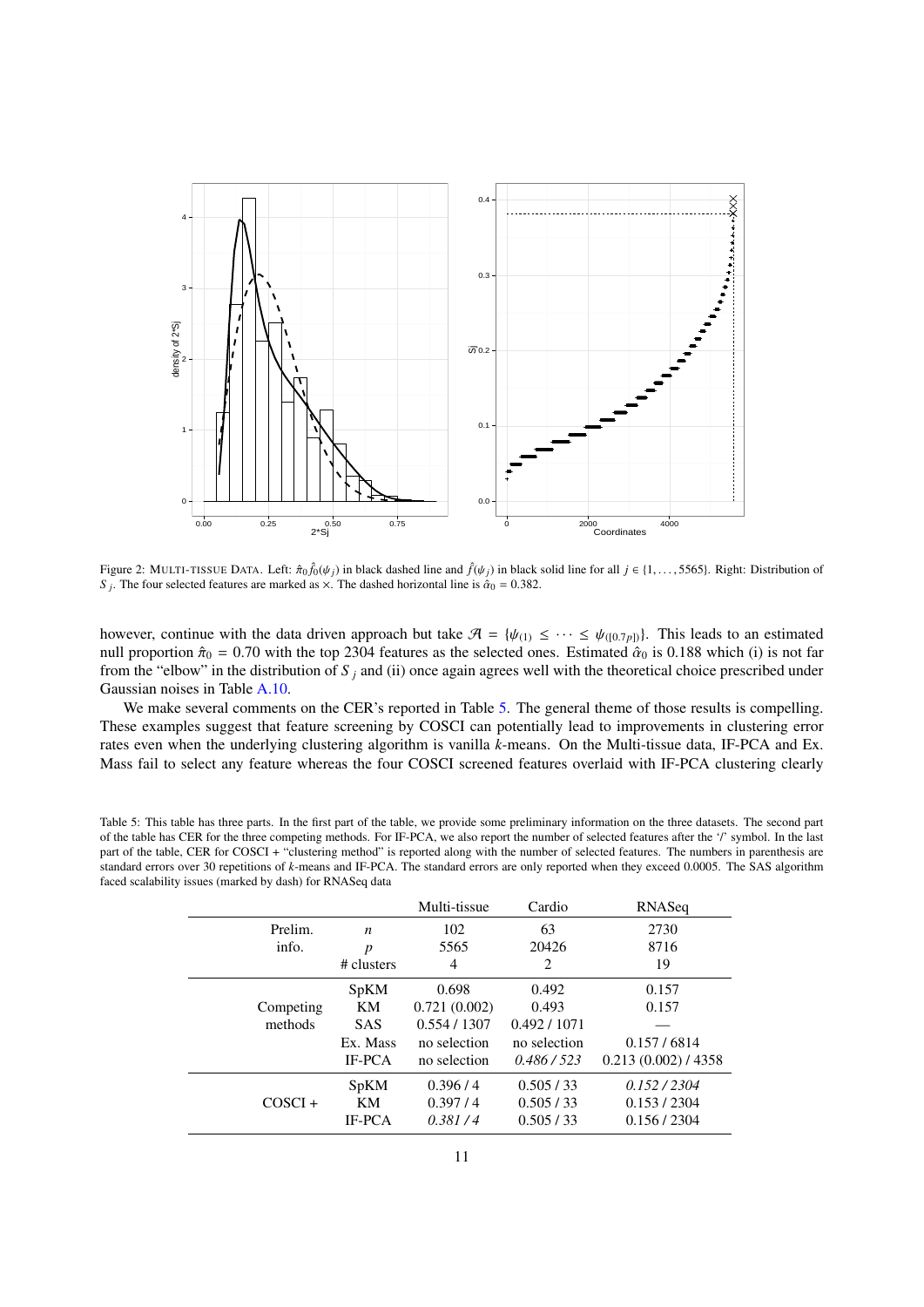Figure 2: MULTI-TISSUE DATA. Left: $\hat{\pi}_0 \hat{f}_0(\psi_j)$ in black dashed line and $\hat{f}(\psi_j)$ in black solid line for all $j \in \{1, \ldots, 5565\}$. Right: Distribution of $S_j$. The four selected features are marked as $\times$. The dashed horizontal line is $\hat{\alpha}_0 = 0.382$.

however, continue with the data driven approach but take $\mathcal{A} = \{\psi_{(1)} \leq \cdots \leq \psi_{([0.7p])}\}$. This leads to an estimated null proportion $\hat{\pi}_0 = 0.70$ with the top 2304 features as the selected ones. Estimated $\hat{\alpha}_0$ is 0.188 which (i) is not far from the "elbow" in the distribution of $S_j$ and (ii) once again agrees well with the theoretical choice prescribed under Gaussian noises in Table A.10.

We make several comments on the CER's reported in Table 5. The general theme of those results is compelling. These examples suggest that feature screening by COSCI can potentially lead to improvements in clustering error rates even when the underlying clustering algorithm is vanilla $k$-means. On the Multi-tissue data, IF-PCA and Ex. Mass fail to select any feature whereas the four COSCI screened features overlaid with IF-PCA clustering clearly

Table 5: This table has three parts. In the first part of the table, we provide some preliminary information on the three datasets. The second part of the table has CER for the three competing methods. For IF-PCA, we also report the number of selected features after the '/' symbol. In the last part of the table, CER for COSCI + "clustering method" is reported along with the number of selected features. The numbers in parenthesis are standard errors over 30 repetitions of $k$-means and IF-PCA. The standard errors are only reported when they exceed 0.0005. The SAS algorithm faced scalability issues (marked by dash) for RNASeq data

| | | Multi-tissue | Cardio | RNASeq |
|---|---|---|---|---|
| Prelim. info. | $n$ | 102 | 63 | 2730 |
| | $p$ | 5565 | 20426 | 8716 |
| | # clusters | 4 | 2 | 19 |
| Competing methods | SpKM | 0.698 | 0.492 | 0.157 |
| | KM | 0.721 (0.002) | 0.493 | 0.157 |
| | SAS | 0.554 / 1307 | 0.492 / 1071 | — |
| | Ex. Mass | no selection | no selection | 0.157 / 6814 |
| | IF-PCA | no selection | *0.486 / 523* | 0.213 (0.002) / 4358 |
| COSCI + | SpKM | 0.396 / 4 | 0.505 / 33 | *0.152 / 2304* |
| | KM | 0.397 / 4 | 0.505 / 33 | 0.153 / 2304 |
| | IF-PCA | *0.381 / 4* | 0.505 / 33 | 0.156 / 2304 |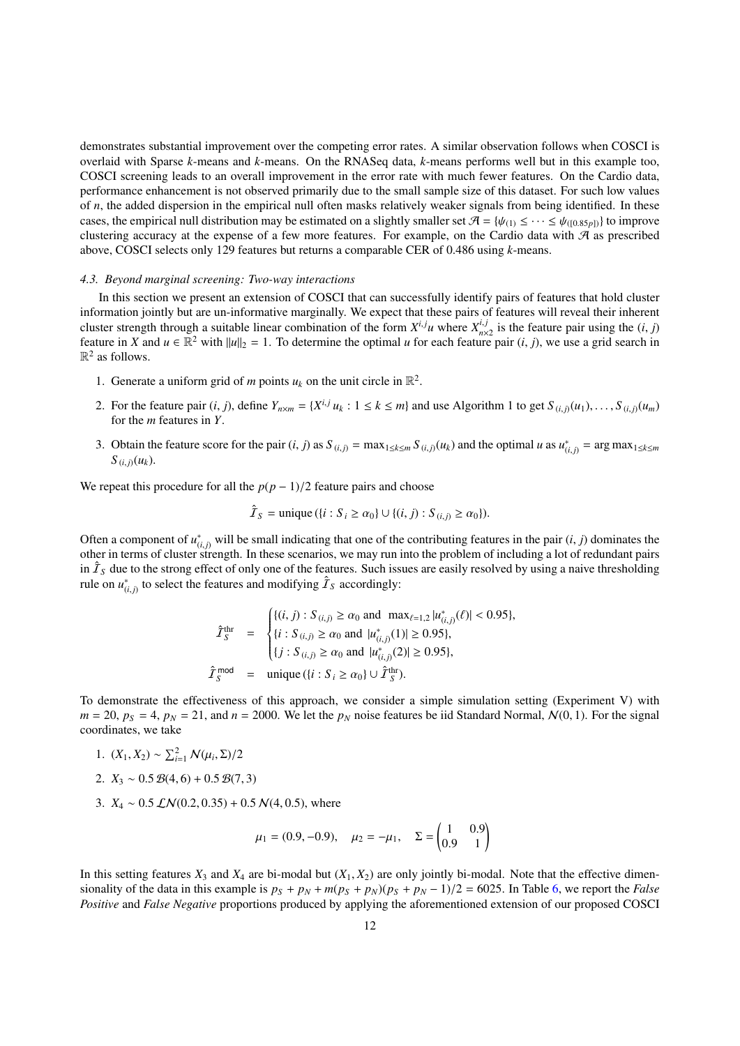demonstrates substantial improvement over the competing error rates. A similar observation follows when COSCI is overlaid with Sparse $k$-means and $k$-means. On the RNASeq data, $k$-means performs well but in this example too, COSCI screening leads to an overall improvement in the error rate with much fewer features. On the Cardio data, performance enhancement is not observed primarily due to the small sample size of this dataset. For such low values of $n$, the added dispersion in the empirical null often masks relatively weaker signals from being identified. In these cases, the empirical null distribution may be estimated on a slightly smaller set $\mathcal{A} = \{\psi_{(1)} \leq \cdots \leq \psi_{([0.85p])}\}$ to improve clustering accuracy at the expense of a few more features. For example, on the Cardio data with $\mathcal{A}$ as prescribed above, COSCI selects only 129 features but returns a comparable CER of 0.486 using $k$-means.

### *4.3. Beyond marginal screening: Two-way interactions*

In this section we present an extension of COSCI that can successfully identify pairs of features that hold cluster information jointly but are un-informative marginally. We expect that these pairs of features will reveal their inherent cluster strength through a suitable linear combination of the form $X^{i,j}u$ where $X^{i,j}_{n\times 2}$ is the feature pair using the $(i, j)$ feature in $X$ and $u \in \mathbb{R}^2$ with $\|u\|_2 = 1$. To determine the optimal $u$ for each feature pair $(i, j)$, we use a grid search in $\mathbb{R}^2$ as follows.

1. Generate a uniform grid of $m$ points $u_k$ on the unit circle in $\mathbb{R}^2$.
2. For the feature pair $(i, j)$, define $Y_{n\times m} = \{X^{i,j}u_k : 1 \leq k \leq m\}$ and use Algorithm 1 to get $S_{(i,j)}(u_1), \ldots, S_{(i,j)}(u_m)$ for the $m$ features in $Y$.
3. Obtain the feature score for the pair $(i, j)$ as $S_{(i,j)} = \max_{1\leq k\leq m} S_{(i,j)}(u_k)$ and the optimal $u$ as $u^*_{(i,j)} = \arg\max_{1\leq k\leq m} S_{(i,j)}(u_k)$.

We repeat this procedure for all the $p(p-1)/2$ feature pairs and choose

$$\hat{\mathcal{I}}_S = \text{unique}\left(\{i : S_i \geq \alpha_0\} \cup \{(i, j) : S_{(i,j)} \geq \alpha_0\}\right).$$

Often a component of $u^*_{(i,j)}$ will be small indicating that one of the contributing features in the pair $(i, j)$ dominates the other in terms of cluster strength. In these scenarios, we may run into the problem of including a lot of redundant pairs in $\hat{\mathcal{I}}_S$ due to the strong effect of only one of the features. Such issues are easily resolved by using a naive thresholding rule on $u^*_{(i,j)}$ to select the features and modifying $\hat{\mathcal{I}}_S$ accordingly:

$$\hat{\mathcal{I}}_S^{\text{thr}} = \begin{cases} \{(i, j) : S_{(i,j)} \geq \alpha_0 \text{ and } \max_{\ell=1,2} |u^*_{(i,j)}(\ell)| < 0.95\}, \\ \{i : S_{(i,j)} \geq \alpha_0 \text{ and } |u^*_{(i,j)}(1)| \geq 0.95\}, \\ \{j : S_{(i,j)} \geq \alpha_0 \text{ and } |u^*_{(i,j)}(2)| \geq 0.95\}, \end{cases}$$

$$\hat{\mathcal{I}}_S^{\mathsf{mod}} = \text{unique}\left(\{i : S_i \geq \alpha_0\} \cup \hat{\mathcal{I}}_S^{\text{thr}}\right).$$

To demonstrate the effectiveness of this approach, we consider a simple simulation setting (Experiment V) with $m = 20$, $p_S = 4$, $p_N = 21$, and $n = 2000$. We let the $p_N$ noise features be iid Standard Normal, $\mathcal{N}(0, 1)$. For the signal coordinates, we take

1. $(X_1, X_2) \sim \sum_{i=1}^{2} \mathcal{N}(\mu_i, \Sigma)/2$
2. $X_3 \sim 0.5\,\mathcal{B}(4, 6) + 0.5\,\mathcal{B}(7, 3)$
3. $X_4 \sim 0.5\,\mathcal{LN}(0.2, 0.35) + 0.5\,\mathcal{N}(4, 0.5)$, where

$$\mu_1 = (0.9, -0.9), \quad \mu_2 = -\mu_1, \quad \Sigma = \begin{pmatrix} 1 & 0.9 \\ 0.9 & 1 \end{pmatrix}$$

In this setting features $X_3$ and $X_4$ are bi-modal but $(X_1, X_2)$ are only jointly bi-modal. Note that the effective dimensionality of the data in this example is $p_S + p_N + m(p_S + p_N)(p_S + p_N - 1)/2 = 6025$. In Table 6, we report the *False Positive* and *False Negative* proportions produced by applying the aforementioned extension of our proposed COSCI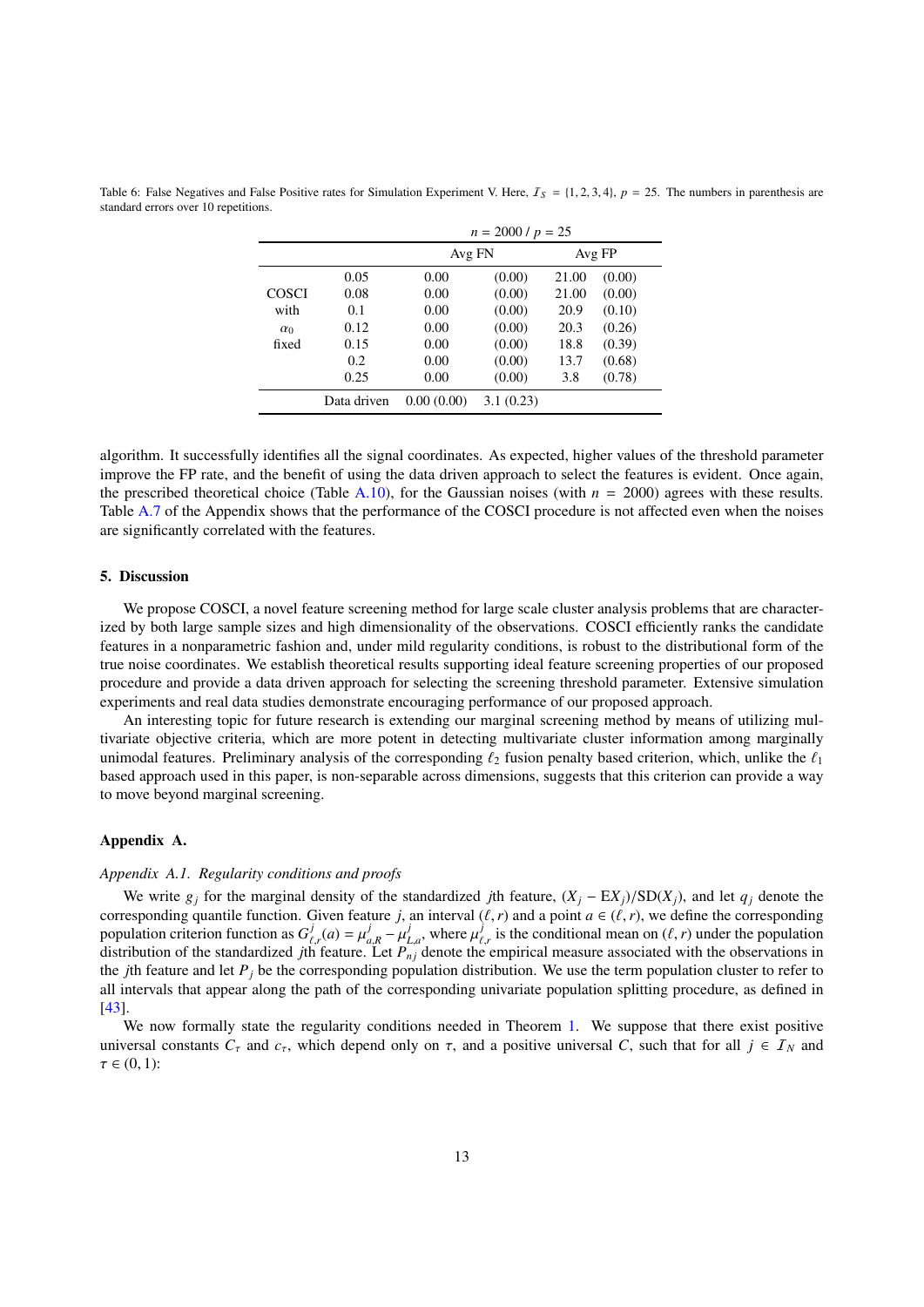Table 6: False Negatives and False Positive rates for Simulation Experiment V. Here, $\mathcal{I}_S = \{1, 2, 3, 4\}$, $p = 25$. The numbers in parenthesis are standard errors over 10 repetitions.

| | | $n = 2000$ / $p = 25$ | | | |
|---|---|---|---|---|---|
| | | Avg FN | | Avg FP | |
| COSCI with $\alpha_0$ fixed | 0.05 | 0.00 | (0.00) | 21.00 | (0.00) |
| | 0.08 | 0.00 | (0.00) | 21.00 | (0.00) |
| | 0.1 | 0.00 | (0.00) | 20.9 | (0.10) |
| | 0.12 | 0.00 | (0.00) | 20.3 | (0.26) |
| | 0.15 | 0.00 | (0.00) | 18.8 | (0.39) |
| | 0.2 | 0.00 | (0.00) | 13.7 | (0.68) |
| | 0.25 | 0.00 | (0.00) | 3.8 | (0.78) |
| | Data driven | 0.00 (0.00) | 3.1 (0.23) | | |

algorithm. It successfully identifies all the signal coordinates. As expected, higher values of the threshold parameter improve the FP rate, and the benefit of using the data driven approach to select the features is evident. Once again, the prescribed theoretical choice (Table A.10), for the Gaussian noises (with $n = 2000$) agrees with these results. Table A.7 of the Appendix shows that the performance of the COSCI procedure is not affected even when the noises are significantly correlated with the features.

## 5. Discussion

We propose COSCI, a novel feature screening method for large scale cluster analysis problems that are characterized by both large sample sizes and high dimensionality of the observations. COSCI efficiently ranks the candidate features in a nonparametric fashion and, under mild regularity conditions, is robust to the distributional form of the true noise coordinates. We establish theoretical results supporting ideal feature screening properties of our proposed procedure and provide a data driven approach for selecting the screening threshold parameter. Extensive simulation experiments and real data studies demonstrate encouraging performance of our proposed approach.

An interesting topic for future research is extending our marginal screening method by means of utilizing multivariate objective criteria, which are more potent in detecting multivariate cluster information among marginally unimodal features. Preliminary analysis of the corresponding $\ell_2$ fusion penalty based criterion, which, unlike the $\ell_1$ based approach used in this paper, is non-separable across dimensions, suggests that this criterion can provide a way to move beyond marginal screening.

## Appendix A.

### *Appendix A.1. Regularity conditions and proofs*

We write $g_j$ for the marginal density of the standardized $j$th feature, $(X_j - \text{E}X_j)/\text{SD}(X_j)$, and let $q_j$ denote the corresponding quantile function. Given feature $j$, an interval $(\ell, r)$ and a point $a \in (\ell, r)$, we define the corresponding population criterion function as $G^j_{\ell,r}(a) = \mu^j_{a,R} - \mu^j_{L,a}$, where $\mu^j_{\ell,r}$ is the conditional mean on $(\ell, r)$ under the population distribution of the standardized $j$th feature. Let $P_{nj}$ denote the empirical measure associated with the observations in the $j$th feature and let $P_j$ be the corresponding population distribution. We use the term population cluster to refer to all intervals that appear along the path of the corresponding univariate population splitting procedure, as defined in [43].

We now formally state the regularity conditions needed in Theorem 1. We suppose that there exist positive universal constants $C_\tau$ and $c_\tau$, which depend only on $\tau$, and a positive universal $C$, such that for all $j \in \mathcal{I}_N$ and $\tau \in (0, 1)$: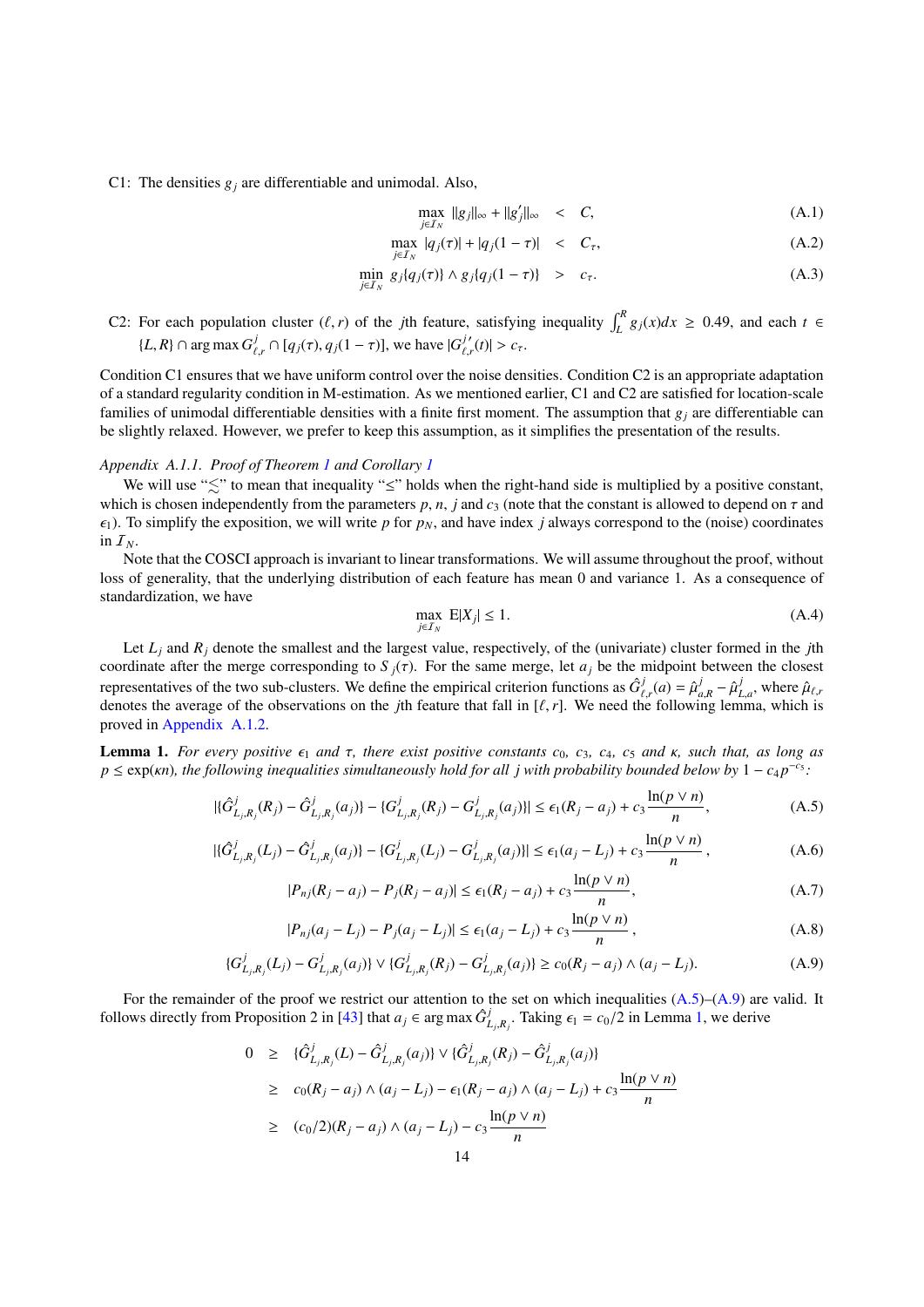C1: The densities $g_j$ are differentiable and unimodal. Also,

$$\max_{j\in\mathcal{I}_N} \|g_j\|_\infty + \|g_j'\|_\infty \quad < \quad C, \tag{A.1}$$

$$\max_{j\in\mathcal{I}_N} |q_j(\tau)| + |q_j(1-\tau)| \quad < \quad C_\tau, \tag{A.2}$$

$$\min_{j\in\mathcal{I}_N} g_j\{q_j(\tau)\} \wedge g_j\{q_j(1-\tau)\} \quad > \quad c_\tau. \tag{A.3}$$

C2: For each population cluster $(\ell, r)$ of the $j$th feature, satisfying inequality $\int_L^R g_j(x)dx \geq 0.49$, and each $t \in \{L, R\} \cap \arg\max G^j_{\ell,r} \cap [q_j(\tau), q_j(1-\tau)]$, we have $|G^{j\,\prime}_{\ell,r}(t)| > c_\tau$.

Condition C1 ensures that we have uniform control over the noise densities. Condition C2 is an appropriate adaptation of a standard regularity condition in M-estimation. As we mentioned earlier, C1 and C2 are satisfied for location-scale families of unimodal differentiable densities with a finite first moment. The assumption that $g_j$ are differentiable can be slightly relaxed. However, we prefer to keep this assumption, as it simplifies the presentation of the results.

*Appendix A.1.1. Proof of Theorem 1 and Corollary 1*

We will use "$\lesssim$" to mean that inequality "$\leq$" holds when the right-hand side is multiplied by a positive constant, which is chosen independently from the parameters $p$, $n$, $j$ and $c_3$ (note that the constant is allowed to depend on $\tau$ and $\epsilon_1$). To simplify the exposition, we will write $p$ for $p_N$, and have index $j$ always correspond to the (noise) coordinates in $\mathcal{I}_N$.

Note that the COSCI approach is invariant to linear transformations. We will assume throughout the proof, without loss of generality, that the underlying distribution of each feature has mean 0 and variance 1. As a consequence of standardization, we have

$$\max_{j\in\mathcal{I}_N} \mathrm{E}|X_j| \leq 1. \tag{A.4}$$

Let $L_j$ and $R_j$ denote the smallest and the largest value, respectively, of the (univariate) cluster formed in the $j$th coordinate after the merge corresponding to $S_j(\tau)$. For the same merge, let $a_j$ be the midpoint between the closest representatives of the two sub-clusters. We define the empirical criterion functions as $\hat{G}^j_{\ell,r}(a) = \hat{\mu}^j_{a,R} - \hat{\mu}^j_{L,a}$, where $\hat{\mu}_{\ell,r}$ denotes the average of the observations on the $j$th feature that fall in $[\ell, r]$. We need the following lemma, which is proved in Appendix A.1.2.

**Lemma 1.** *For every positive $\epsilon_1$ and $\tau$, there exist positive constants $c_0$, $c_3$, $c_4$, $c_5$ and $\kappa$, such that, as long as $p \leq \exp(\kappa n)$, the following inequalities simultaneously hold for all $j$ with probability bounded below by $1 - c_4 p^{-c_5}$:*

$$|\{\hat{G}^j_{L_j,R_j}(R_j) - \hat{G}^j_{L_j,R_j}(a_j)\} - \{G^j_{L_j,R_j}(R_j) - G^j_{L_j,R_j}(a_j)\}| \leq \epsilon_1(R_j - a_j) + c_3\frac{\ln(p\vee n)}{n}, \tag{A.5}$$

$$|\{\hat{G}^j_{L_j,R_j}(L_j) - \hat{G}^j_{L_j,R_j}(a_j)\} - \{G^j_{L_j,R_j}(L_j) - G^j_{L_j,R_j}(a_j)\}| \leq \epsilon_1(a_j - L_j) + c_3\frac{\ln(p\vee n)}{n}, \tag{A.6}$$

$$|P_{nj}(R_j - a_j) - P_j(R_j - a_j)| \leq \epsilon_1(R_j - a_j) + c_3\frac{\ln(p\vee n)}{n}, \tag{A.7}$$

$$|P_{nj}(a_j - L_j) - P_j(a_j - L_j)| \leq \epsilon_1(a_j - L_j) + c_3\frac{\ln(p\vee n)}{n}, \tag{A.8}$$

$$\{G^j_{L_j,R_j}(L_j) - G^j_{L_j,R_j}(a_j)\} \vee \{G^j_{L_j,R_j}(R_j) - G^j_{L_j,R_j}(a_j)\} \geq c_0(R_j - a_j) \wedge (a_j - L_j). \tag{A.9}$$

For the remainder of the proof we restrict our attention to the set on which inequalities (A.5)–(A.9) are valid. It follows directly from Proposition 2 in [43] that $a_j \in \arg\max \hat{G}^j_{L_j,R_j}$. Taking $\epsilon_1 = c_0/2$ in Lemma 1, we derive

$$\begin{aligned}
0 \quad &\geq \quad \{\hat{G}^j_{L_j,R_j}(L) - \hat{G}^j_{L_j,R_j}(a_j)\} \vee \{\hat{G}^j_{L_j,R_j}(R_j) - \hat{G}^j_{L_j,R_j}(a_j)\} \\
&\geq \quad c_0(R_j - a_j) \wedge (a_j - L_j) - \epsilon_1(R_j - a_j) \wedge (a_j - L_j) + c_3\frac{\ln(p\vee n)}{n} \\
&\geq \quad (c_0/2)(R_j - a_j) \wedge (a_j - L_j) - c_3\frac{\ln(p\vee n)}{n}
\end{aligned}$$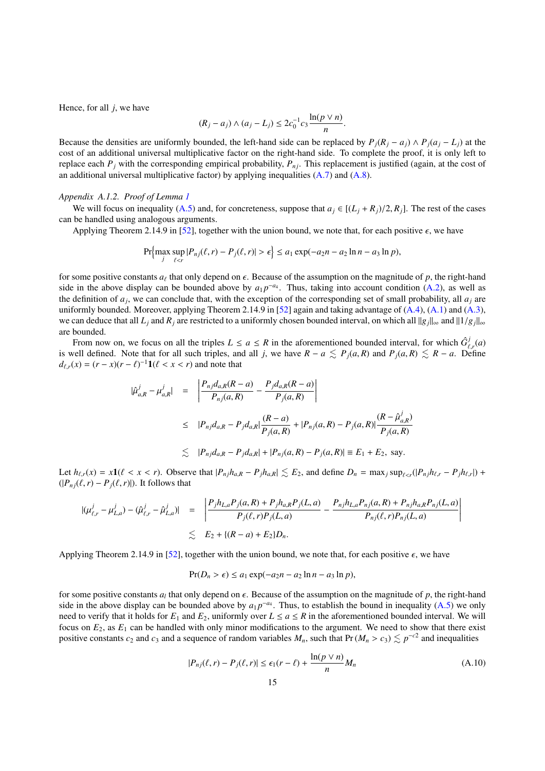Hence, for all $j$, we have

$$(R_j - a_j) \wedge (a_j - L_j) \leq 2c_0^{-1}c_3 \frac{\ln(p \vee n)}{n}.$$

Because the densities are uniformly bounded, the left-hand side can be replaced by $P_j(R_j - a_j) \wedge P_j(a_j - L_j)$ at the cost of an additional universal multiplicative factor on the right-hand side. To complete the proof, it is only left to replace each $P_j$ with the corresponding empirical probability, $P_{nj}$. This replacement is justified (again, at the cost of an additional universal multiplicative factor) by applying inequalities (A.7) and (A.8).

*Appendix A.1.2. Proof of Lemma 1*

We will focus on inequality (A.5) and, for concreteness, suppose that $a_j \in [(L_j + R_j)/2, R_j]$. The rest of the cases can be handled using analogous arguments.

Applying Theorem 2.14.9 in [52], together with the union bound, we note that, for each positive $\epsilon$, we have

$$\Pr\Big\{\max_j \sup_{\ell<r} |P_{nj}(\ell, r) - P_j(\ell, r)| > \epsilon\Big\} \leq a_1 \exp(-a_2 n - a_2 \ln n - a_3 \ln p),$$

for some positive constants $a_\ell$ that only depend on $\epsilon$. Because of the assumption on the magnitude of $p$, the right-hand side in the above display can be bounded above by $a_1 p^{-a_4}$. Thus, taking into account condition (A.2), as well as the definition of $a_j$, we can conclude that, with the exception of the corresponding set of small probability, all $a_j$ are uniformly bounded. Moreover, applying Theorem 2.14.9 in [52] again and taking advantage of (A.4), (A.1) and (A.3), we can deduce that all $L_j$ and $R_j$ are restricted to a uniformly chosen bounded interval, on which all $\|g_j\|_\infty$ and $\|1/g_j\|_\infty$ are bounded.

From now on, we focus on all the triples $L \leq a \leq R$ in the aforementioned bounded interval, for which $\hat{G}^j_{\ell,r}(a)$ is well defined. Note that for all such triples, and all $j$, we have $R - a \lesssim P_j(a, R)$ and $P_j(a, R) \lesssim R - a$. Define $d_{\ell,r}(x) = (r - x)(r - \ell)^{-1}\mathbf{1}(\ell < x < r)$ and note that

$$\begin{aligned}
|\hat{\mu}^j_{a,R} - \mu^j_{a,R}| &= \left|\frac{P_{nj}d_{a,R}(R-a)}{P_{nj}(a,R)} - \frac{P_j d_{a,R}(R-a)}{P_j(a,R)}\right| \\
&\leq |P_{nj}d_{a,R} - P_j d_{a,R}|\frac{(R-a)}{P_j(a,R)} + |P_{nj}(a,R) - P_j(a,R)|\frac{(R - \hat{\mu}^j_{a,R})}{P_j(a,R)} \\
&\lesssim |P_{nj}d_{a,R} - P_j d_{a,R}| + |P_{nj}(a,R) - P_j(a,R)| \equiv E_1 + E_2, \text{ say.}
\end{aligned}$$

Let $h_{\ell,r}(x) = x\mathbf{1}(\ell < x < r)$. Observe that $|P_{nj}h_{a,R} - P_j h_{a,R}| \lesssim E_2$, and define $D_n = \max_j \sup_{\ell<r}(|P_{nj}h_{\ell,r} - P_j h_{\ell,r}|) + (|P_{nj}(\ell, r) - P_j(\ell, r)|)$. It follows that

$$\begin{aligned}
|(\mu^j_{\ell,r} - \mu^j_{L,a}) - (\hat{\mu}^j_{\ell,r} - \hat{\mu}^j_{L,a})| &= \left|\frac{P_j h_{L,a}P_j(a,R) + P_j h_{a,R}P_j(L,a)}{P_j(\ell,r)P_j(L,a)} - \frac{P_{nj}h_{L,a}P_{nj}(a,R) + P_{nj}h_{a,R}P_{nj}(L,a)}{P_{nj}(\ell,r)P_{nj}(L,a)}\right| \\
&\lesssim E_2 + \{(R-a) + E_2\}D_n.
\end{aligned}$$

Applying Theorem 2.14.9 in [52], together with the union bound, we note that, for each positive $\epsilon$, we have

$$\Pr(D_n > \epsilon) \leq a_1 \exp(-a_2 n - a_2 \ln n - a_3 \ln p),$$

for some positive constants $a_l$ that only depend on $\epsilon$. Because of the assumption on the magnitude of $p$, the right-hand side in the above display can be bounded above by $a_1 p^{-a_4}$. Thus, to establish the bound in inequality (A.5) we only need to verify that it holds for $E_1$ and $E_2$, uniformly over $L \leq a \leq R$ in the aforementioned bounded interval. We will focus on $E_2$, as $E_1$ can be handled with only minor modifications to the argument. We need to show that there exist positive constants $c_2$ and $c_3$ and a sequence of random variables $M_n$, such that $\Pr(M_n > c_3) \lesssim p^{-c^2}$ and inequalities

$$|P_{nj}(\ell, r) - P_j(\ell, r)| \leq \epsilon_1(r - \ell) + \frac{\ln(p \vee n)}{n}M_n \tag{A.10}$$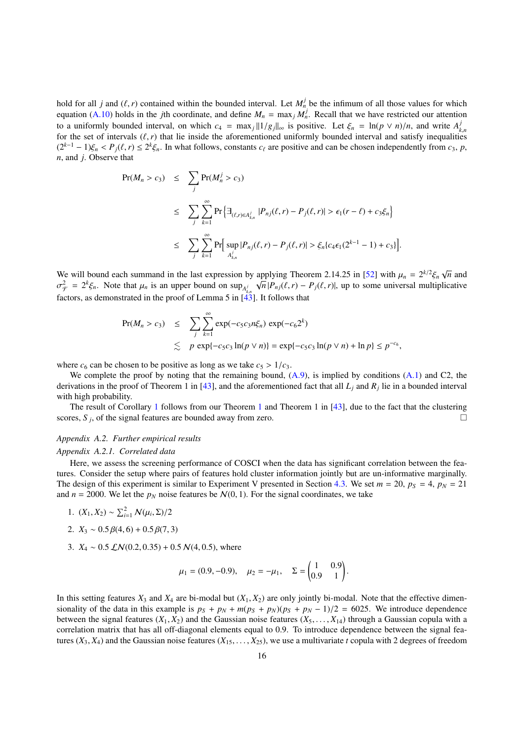hold for all $j$ and $(\ell, r)$ contained within the bounded interval. Let $M_n^j$ be the infimum of all those values for which equation (A.10) holds in the $j$th coordinate, and define $M_n = \max_j M_n^j$. Recall that we have restricted our attention to a uniformly bounded interval, on which $c_4 = \max_j \|1/g_j\|_\infty$ is positive. Let $\xi_n = \ln(p \vee n)/n$, and write $A_{k,n}^j$ for the set of intervals $(\ell, r)$ that lie inside the aforementioned uniformly bounded interval and satisfy inequalities $(2^{k-1} - 1)\xi_n < P_j(\ell, r) \leq 2^k \xi_n$. In what follows, constants $c_\ell$ are positive and can be chosen independently from $c_3$, $p$, $n$, and $j$. Observe that

$$
\begin{aligned}
\Pr(M_n > c_3) &\leq \sum_j \Pr(M_n^j > c_3) \\
&\leq \sum_j \sum_{k=1}^{\infty} \Pr\Big\{\exists_{(\ell,r)\in A_{k,n}^j} |P_{nj}(\ell, r) - P_j(\ell, r)| > \epsilon_1(r - \ell) + c_3\xi_n\Big\} \\
&\leq \sum_j \sum_{k=1}^{\infty} \Pr\Big[\sup_{A_{k,n}^j} |P_{nj}(\ell, r) - P_j(\ell, r)| > \xi_n\{c_4\epsilon_1(2^{k-1} - 1) + c_3\}\Big].
\end{aligned}
$$

We will bound each summand in the last expression by applying Theorem 2.14.25 in [52] with $\mu_n = 2^{k/2}\xi_n\sqrt{n}$ and $\sigma_{\mathcal{F}}^2 = 2^k\xi_n$. Note that $\mu_n$ is an upper bound on $\sup_{A_{k,n}^j} \sqrt{n}|P_{nj}(\ell, r) - P_j(\ell, r)|$, up to some universal multiplicative factors, as demonstrated in the proof of Lemma 5 in [43]. It follows that

$$
\begin{aligned}
\Pr(M_n > c_3) &\leq \sum_j \sum_{k=1}^{\infty} \exp(-c_5 c_3 n\xi_n) \exp(-c_6 2^k) \\
&\lesssim p \exp\{-c_5 c_3 \ln(p \vee n)\} = \exp\{-c_5 c_3 \ln(p \vee n) + \ln p\} \leq p^{-c_6},
\end{aligned}
$$

where $c_6$ can be chosen to be positive as long as we take $c_5 > 1/c_3$.

We complete the proof by noting that the remaining bound, (A.9), is implied by conditions (A.1) and C2, the derivations in the proof of Theorem 1 in [43], and the aforementioned fact that all $L_j$ and $R_j$ lie in a bounded interval with high probability.

The result of Corollary 1 follows from our Theorem 1 and Theorem 1 in [43], due to the fact that the clustering scores, $S_j$, of the signal features are bounded away from zero. □

### *Appendix A.2. Further empirical results*

#### *Appendix A.2.1. Correlated data*

Here, we assess the screening performance of COSCI when the data has significant correlation between the features. Consider the setup where pairs of features hold cluster information jointly but are un-informative marginally. The design of this experiment is similar to Experiment V presented in Section 4.3. We set $m = 20$, $p_S = 4$, $p_N = 21$ and $n = 2000$. We let the $p_N$ noise features be $\mathcal{N}(0, 1)$. For the signal coordinates, we take

1. $(X_1, X_2) \sim \sum_{i=1}^2 \mathcal{N}(\mu_i, \Sigma)/2$
2. $X_3 \sim 0.5\,\beta(4, 6) + 0.5\,\beta(7, 3)$
3. $X_4 \sim 0.5\,\mathcal{LN}(0.2, 0.35) + 0.5\,\mathcal{N}(4, 0.5)$, where

$$
\mu_1 = (0.9, -0.9), \quad \mu_2 = -\mu_1, \quad \Sigma = \begin{pmatrix} 1 & 0.9 \\ 0.9 & 1 \end{pmatrix}.
$$

In this setting features $X_3$ and $X_4$ are bi-modal but $(X_1, X_2)$ are only jointly bi-modal. Note that the effective dimensionality of the data in this example is $p_S + p_N + m(p_S + p_N)(p_S + p_N - 1)/2 = 6025$. We introduce dependence between the signal features $(X_1, X_2)$ and the Gaussian noise features $(X_5, \ldots, X_{14})$ through a Gaussian copula with a correlation matrix that has all off-diagonal elements equal to 0.9. To introduce dependence between the signal features $(X_3, X_4)$ and the Gaussian noise features $(X_{15}, \ldots, X_{25})$, we use a multivariate $t$ copula with 2 degrees of freedom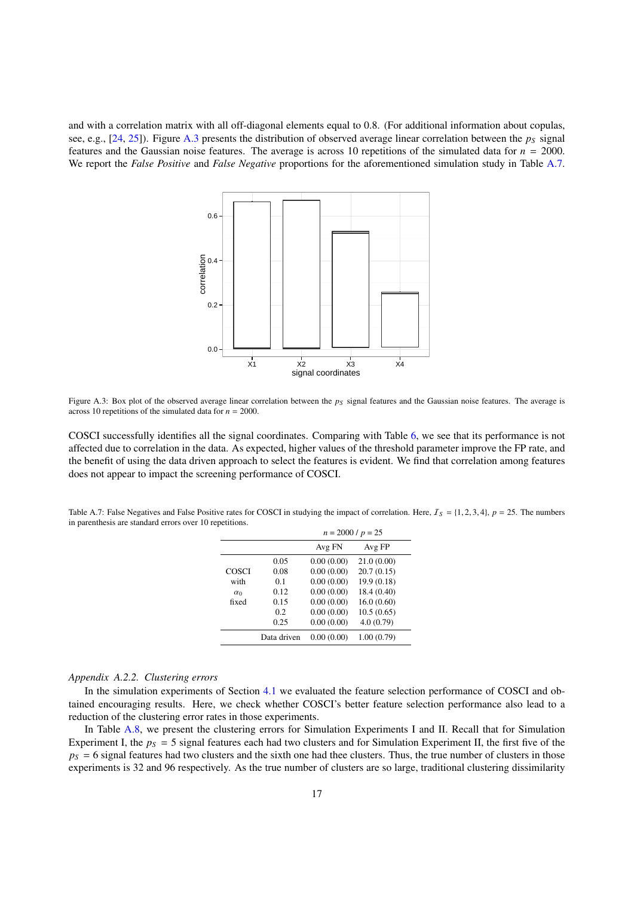and with a correlation matrix with all off-diagonal elements equal to 0.8. (For additional information about copulas, see, e.g., [24, 25]). Figure A.3 presents the distribution of observed average linear correlation between the $p_S$ signal features and the Gaussian noise features. The average is across 10 repetitions of the simulated data for $n = 2000$. We report the *False Positive* and *False Negative* proportions for the aforementioned simulation study in Table A.7.

Figure A.3: Box plot of the observed average linear correlation between the $p_S$ signal features and the Gaussian noise features. The average is across 10 repetitions of the simulated data for $n = 2000$.

COSCI successfully identifies all the signal coordinates. Comparing with Table 6, we see that its performance is not affected due to correlation in the data. As expected, higher values of the threshold parameter improve the FP rate, and the benefit of using the data driven approach to select the features is evident. We find that correlation among features does not appear to impact the screening performance of COSCI.

Table A.7: False Negatives and False Positive rates for COSCI in studying the impact of correlation. Here, $\mathcal{I}_S = \{1, 2, 3, 4\}$, $p = 25$. The numbers in parenthesis are standard errors over 10 repetitions.

| | | $n = 2000$ / $p = 25$ | |
|---|---|---|---|
| | | Avg FN | Avg FP |
| COSCI with $\alpha_0$ fixed | 0.05 | 0.00 (0.00) | 21.0 (0.00) |
| | 0.08 | 0.00 (0.00) | 20.7 (0.15) |
| | 0.1 | 0.00 (0.00) | 19.9 (0.18) |
| | 0.12 | 0.00 (0.00) | 18.4 (0.40) |
| | 0.15 | 0.00 (0.00) | 16.0 (0.60) |
| | 0.2 | 0.00 (0.00) | 10.5 (0.65) |
| | 0.25 | 0.00 (0.00) | 4.0 (0.79) |
| | Data driven | 0.00 (0.00) | 1.00 (0.79) |

### *Appendix A.2.2. Clustering errors*

In the simulation experiments of Section 4.1 we evaluated the feature selection performance of COSCI and obtained encouraging results. Here, we check whether COSCI's better feature selection performance also lead to a reduction of the clustering error rates in those experiments.

In Table A.8, we present the clustering errors for Simulation Experiments I and II. Recall that for Simulation Experiment I, the $p_S = 5$ signal features each had two clusters and for Simulation Experiment II, the first five of the $p_S = 6$ signal features had two clusters and the sixth one had thee clusters. Thus, the true number of clusters in those experiments is 32 and 96 respectively. As the true number of clusters are so large, traditional clustering dissimilarity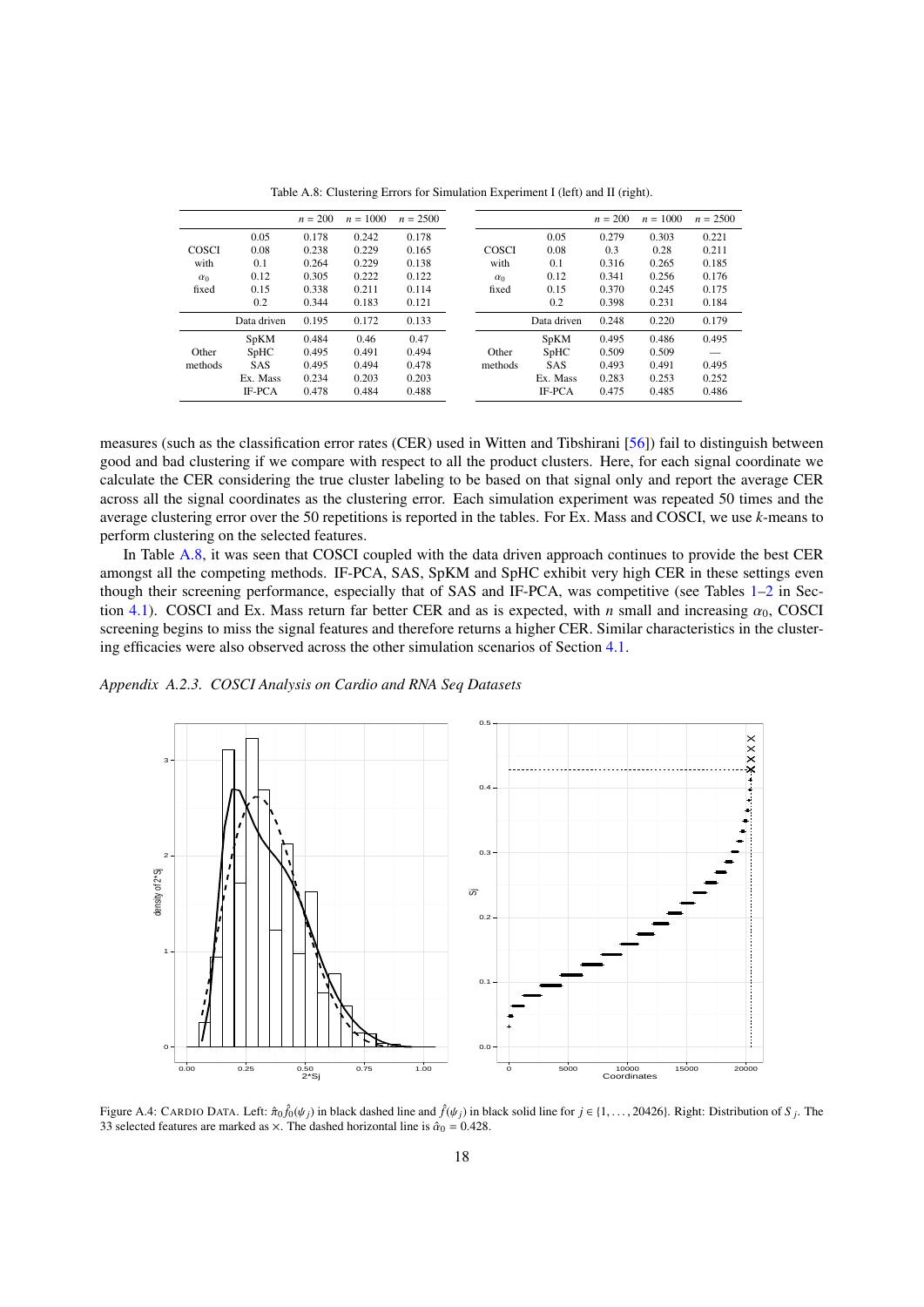Table A.8: Clustering Errors for Simulation Experiment I (left) and II (right).

| | | $n = 200$ | $n = 1000$ | $n = 2500$ |
|---|---|---|---|---|
| COSCI with $\alpha_0$ fixed | 0.05 | 0.178 | 0.242 | 0.178 |
| | 0.08 | 0.238 | 0.229 | 0.165 |
| | 0.1 | 0.264 | 0.229 | 0.138 |
| | 0.12 | 0.305 | 0.222 | 0.122 |
| | 0.15 | 0.338 | 0.211 | 0.114 |
| | 0.2 | 0.344 | 0.183 | 0.121 |
| | Data driven | 0.195 | 0.172 | 0.133 |
| Other methods | SpKM | 0.484 | 0.46 | 0.47 |
| | SpHC | 0.495 | 0.491 | 0.494 |
| | SAS | 0.495 | 0.494 | 0.478 |
| | Ex. Mass | 0.234 | 0.203 | 0.203 |
| | IF-PCA | 0.478 | 0.484 | 0.488 |

| | | $n = 200$ | $n = 1000$ | $n = 2500$ |
|---|---|---|---|---|
| COSCI with $\alpha_0$ fixed | 0.05 | 0.279 | 0.303 | 0.221 |
| | 0.08 | 0.3 | 0.28 | 0.211 |
| | 0.1 | 0.316 | 0.265 | 0.185 |
| | 0.12 | 0.341 | 0.256 | 0.176 |
| | 0.15 | 0.370 | 0.245 | 0.175 |
| | 0.2 | 0.398 | 0.231 | 0.184 |
| | Data driven | 0.248 | 0.220 | 0.179 |
| Other methods | SpKM | 0.495 | 0.486 | 0.495 |
| | SpHC | 0.509 | 0.509 | — |
| | SAS | 0.493 | 0.491 | 0.495 |
| | Ex. Mass | 0.283 | 0.253 | 0.252 |
| | IF-PCA | 0.475 | 0.485 | 0.486 |

measures (such as the classification error rates (CER) used in Witten and Tibshirani [56]) fail to distinguish between good and bad clustering if we compare with respect to all the product clusters. Here, for each signal coordinate we calculate the CER considering the true cluster labeling to be based on that signal only and report the average CER across all the signal coordinates as the clustering error. Each simulation experiment was repeated 50 times and the average clustering error over the 50 repetitions is reported in the tables. For Ex. Mass and COSCI, we use $k$-means to perform clustering on the selected features.

In Table A.8, it was seen that COSCI coupled with the data driven approach continues to provide the best CER amongst all the competing methods. IF-PCA, SAS, SpKM and SpHC exhibit very high CER in these settings even though their screening performance, especially that of SAS and IF-PCA, was competitive (see Tables 1–2 in Section 4.1). COSCI and Ex. Mass return far better CER and as is expected, with $n$ small and increasing $\alpha_0$, COSCI screening begins to miss the signal features and therefore returns a higher CER. Similar characteristics in the clustering efficacies were also observed across the other simulation scenarios of Section 4.1.

*Appendix A.2.3. COSCI Analysis on Cardio and RNA Seq Datasets*

Figure A.4: Cardio Data. Left: $\hat{\pi}_0 \hat{f}_0(\psi_j)$ in black dashed line and $\hat{f}(\psi_j)$ in black solid line for $j \in \{1, \ldots, 20426\}$. Right: Distribution of $S_j$. The 33 selected features are marked as $\times$. The dashed horizontal line is $\hat{\alpha}_0 = 0.428$.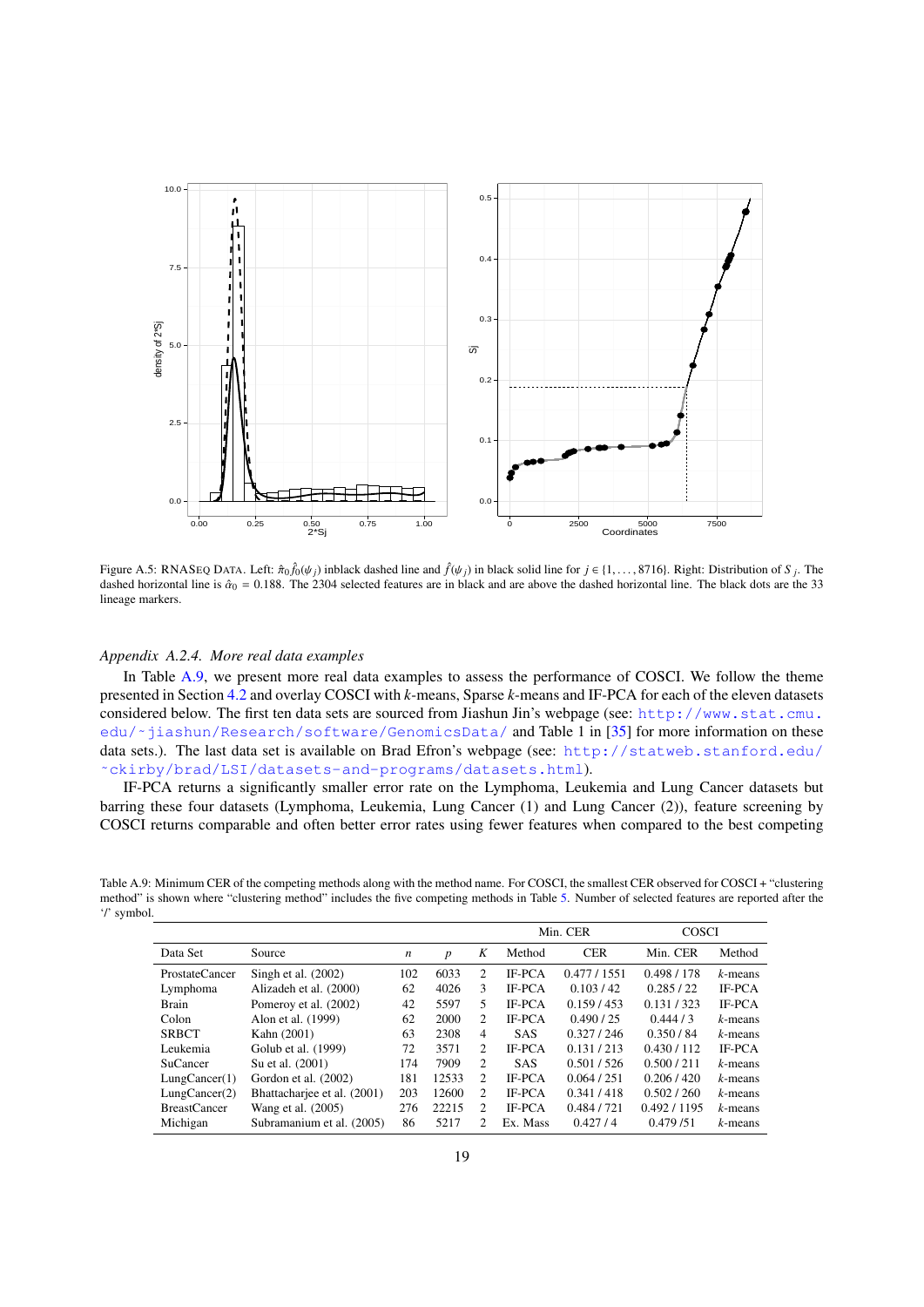Figure A.5: RNASeq Data. Left: $\hat{\pi}_0\hat{f}_0(\psi_j)$ inblack dashed line and $\hat{f}(\psi_j)$ in black solid line for $j \in \{1, \ldots, 8716\}$. Right: Distribution of $S_j$. The dashed horizontal line is $\hat{\alpha}_0 = 0.188$. The 2304 selected features are in black and are above the dashed horizontal line. The black dots are the 33 lineage markers.

### *Appendix A.2.4. More real data examples*

In Table A.9, we present more real data examples to assess the performance of COSCI. We follow the theme presented in Section 4.2 and overlay COSCI with $k$-means, Sparse $k$-means and IF-PCA for each of the eleven datasets considered below. The first ten data sets are sourced from Jiashun Jin's webpage (see: http://www.stat.cmu.edu/~jiashun/Research/software/GenomicsData/ and Table 1 in [35] for more information on these data sets.). The last data set is available on Brad Efron's webpage (see: http://statweb.stanford.edu/~ckirby/brad/LSI/datasets-and-programs/datasets.html).

IF-PCA returns a significantly smaller error rate on the Lymphoma, Leukemia and Lung Cancer datasets but barring these four datasets (Lymphoma, Leukemia, Lung Cancer (1) and Lung Cancer (2)), feature screening by COSCI returns comparable and often better error rates using fewer features when compared to the best competing

Table A.9: Minimum CER of the competing methods along with the method name. For COSCI, the smallest CER observed for COSCI + "clustering method" is shown where "clustering method" includes the five competing methods in Table 5. Number of selected features are reported after the '/' symbol.

| | | | | | Min. CER | | COSCI | |
|---|---|---|---|---|---|---|---|---|
| Data Set | Source | $n$ | $p$ | $K$ | Method | CER | Min. CER | Method |
| ProstateCancer | Singh et al. (2002) | 102 | 6033 | 2 | IF-PCA | 0.477 / 1551 | 0.498 / 178 | $k$-means |
| Lymphoma | Alizadeh et al. (2000) | 62 | 4026 | 3 | IF-PCA | 0.103 / 42 | 0.285 / 22 | IF-PCA |
| Brain | Pomeroy et al. (2002) | 42 | 5597 | 5 | IF-PCA | 0.159 / 453 | 0.131 / 323 | IF-PCA |
| Colon | Alon et al. (1999) | 62 | 2000 | 2 | IF-PCA | 0.490 / 25 | 0.444 / 3 | $k$-means |
| SRBCT | Kahn (2001) | 63 | 2308 | 4 | SAS | 0.327 / 246 | 0.350 / 84 | $k$-means |
| Leukemia | Golub et al. (1999) | 72 | 3571 | 2 | IF-PCA | 0.131 / 213 | 0.430 / 112 | IF-PCA |
| SuCancer | Su et al. (2001) | 174 | 7909 | 2 | SAS | 0.501 / 526 | 0.500 / 211 | $k$-means |
| LungCancer(1) | Gordon et al. (2002) | 181 | 12533 | 2 | IF-PCA | 0.064 / 251 | 0.206 / 420 | $k$-means |
| LungCancer(2) | Bhattacharjee et al. (2001) | 203 | 12600 | 2 | IF-PCA | 0.341 / 418 | 0.502 / 260 | $k$-means |
| BreastCancer | Wang et al. (2005) | 276 | 22215 | 2 | IF-PCA | 0.484 / 721 | 0.492 / 1195 | $k$-means |
| Michigan | Subramanium et al. (2005) | 86 | 5217 | 2 | Ex. Mass | 0.427 / 4 | 0.479 /51 | $k$-means |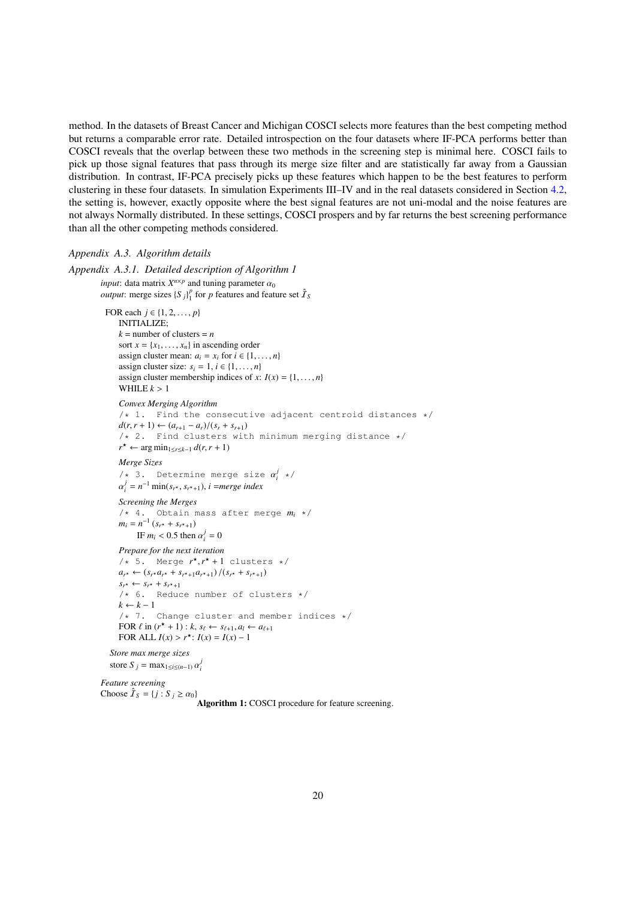method. In the datasets of Breast Cancer and Michigan COSCI selects more features than the best competing method but returns a comparable error rate. Detailed introspection on the four datasets where IF-PCA performs better than COSCI reveals that the overlap between these two methods in the screening step is minimal here. COSCI fails to pick up those signal features that pass through its merge size filter and are statistically far away from a Gaussian distribution. In contrast, IF-PCA precisely picks up these features which happen to be the best features to perform clustering in these four datasets. In simulation Experiments III–IV and in the real datasets considered in Section 4.2, the setting is, however, exactly opposite where the best signal features are not uni-modal and the noise features are not always Normally distributed. In these settings, COSCI prospers and by far returns the best screening performance than all the other competing methods considered.

*Appendix A.3. Algorithm details*

*Appendix A.3.1. Detailed description of Algorithm 1*

*input*: data matrix $X^{n\times p}$ and tuning parameter $\alpha_0$
*output*: merge sizes $\{S_j\}_1^p$ for $p$ features and feature set $\hat{\mathcal{I}}_S$

FOR each $j \in \{1, 2, \ldots, p\}$
  INITIALIZE;
  $k$ = number of clusters = $n$
  sort $x = \{x_1, \ldots, x_n\}$ in ascending order
  assign cluster mean: $a_i = x_i$ for $i \in \{1, \ldots, n\}$
  assign cluster size: $s_i = 1$, $i \in \{1, \ldots, n\}$
  assign cluster membership indices of $x$: $I(x) = \{1, \ldots, n\}$
  WHILE $k > 1$

  *Convex Merging Algorithm*
  `/* 1. Find the consecutive adjacent centroid distances */`
  $d(r, r+1) \leftarrow (a_{r+1} - a_r)/(s_r + s_{r+1})$
  `/* 2. Find clusters with minimum merging distance */`
  $r^\star \leftarrow \arg\min_{1\le r\le k-1} d(r, r+1)$

  *Merge Sizes*
  `/* 3. Determine merge size` $\alpha_i^j$ `*/`
  $\alpha_i^j = n^{-1}\min(s_{r^\star}, s_{r^\star+1})$, $i$ =*merge index*

  *Screening the Merges*
  `/* 4. Obtain mass after merge` $m_i$ `*/`
  $m_i = n^{-1}(s_{r^\star} + s_{r^\star+1})$
    IF $m_i < 0.5$ then $\alpha_i^j = 0$

  *Prepare for the next iteration*
  `/* 5. Merge` $r^\star, r^\star+1$ `clusters */`
  $a_{r^\star} \leftarrow (s_{r^\star}a_{r^\star} + s_{r^\star+1}a_{r^\star+1})/(s_{r^\star} + s_{r^\star+1})$
  $s_{r^\star} \leftarrow s_{r^\star} + s_{r^\star+1}$
  `/* 6. Reduce number of clusters */`
  $k \leftarrow k - 1$
  `/* 7. Change cluster and member indices */`
  FOR $\ell$ in $(r^\star+1) : k$, $s_\ell \leftarrow s_{\ell+1}, a_l \leftarrow a_{\ell+1}$
  FOR ALL $I(x) > r^\star$: $I(x) = I(x) - 1$

 *Store max merge sizes*
 store $S_j = \max_{1\le i\le(n-1)} \alpha_i^j$

*Feature screening*
Choose $\hat{\mathcal{I}}_S = \{j : S_j \ge \alpha_0\}$

**Algorithm 1:** COSCI procedure for feature screening.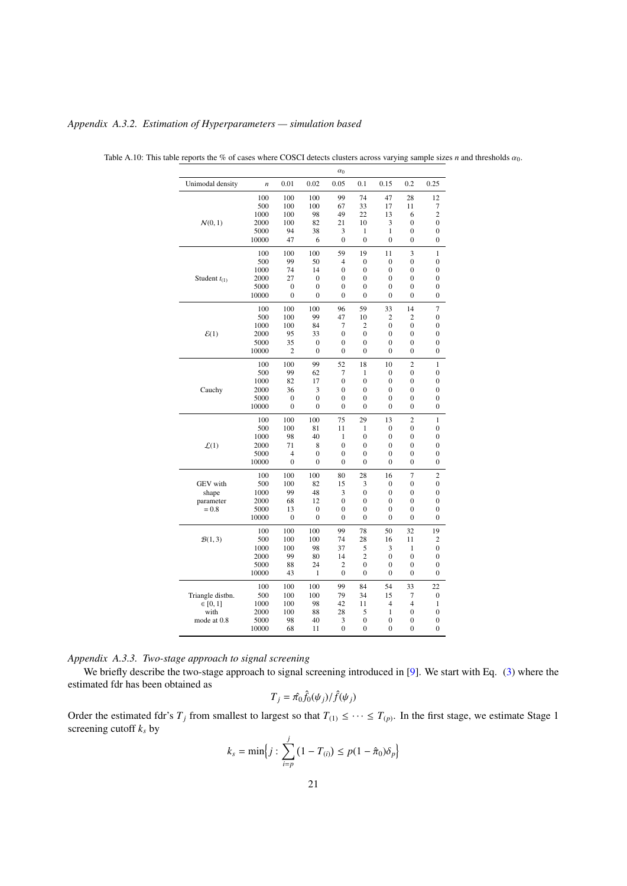### Appendix A.3.2. Estimation of Hyperparameters — simulation based

Table A.10: This table reports the % of cases where COSCI detects clusters across varying sample sizes $n$ and thresholds $\alpha_0$.

| | | $\alpha_0$ | | | | | | |
|---|---|---|---|---|---|---|---|---|
| Unimodal density | $n$ | 0.01 | 0.02 | 0.05 | 0.1 | 0.15 | 0.2 | 0.25 |
| $\mathcal{N}(0,1)$ | 100 | 100 | 100 | 99 | 74 | 47 | 28 | 12 |
| | 500 | 100 | 100 | 67 | 33 | 17 | 11 | 7 |
| | 1000 | 100 | 98 | 49 | 22 | 13 | 6 | 2 |
| | 2000 | 100 | 82 | 21 | 10 | 3 | 0 | 0 |
| | 5000 | 94 | 38 | 3 | 1 | 1 | 0 | 0 |
| | 10000 | 47 | 6 | 0 | 0 | 0 | 0 | 0 |
| Student $t_{(1)}$ | 100 | 100 | 100 | 59 | 19 | 11 | 3 | 1 |
| | 500 | 99 | 50 | 4 | 0 | 0 | 0 | 0 |
| | 1000 | 74 | 14 | 0 | 0 | 0 | 0 | 0 |
| | 2000 | 27 | 0 | 0 | 0 | 0 | 0 | 0 |
| | 5000 | 0 | 0 | 0 | 0 | 0 | 0 | 0 |
| | 10000 | 0 | 0 | 0 | 0 | 0 | 0 | 0 |
| $\mathcal{E}(1)$ | 100 | 100 | 100 | 96 | 59 | 33 | 14 | 7 |
| | 500 | 100 | 99 | 47 | 10 | 2 | 2 | 0 |
| | 1000 | 100 | 84 | 7 | 2 | 0 | 0 | 0 |
| | 2000 | 95 | 33 | 0 | 0 | 0 | 0 | 0 |
| | 5000 | 35 | 0 | 0 | 0 | 0 | 0 | 0 |
| | 10000 | 2 | 0 | 0 | 0 | 0 | 0 | 0 |
| Cauchy | 100 | 100 | 99 | 52 | 18 | 10 | 2 | 1 |
| | 500 | 99 | 62 | 7 | 1 | 0 | 0 | 0 |
| | 1000 | 82 | 17 | 0 | 0 | 0 | 0 | 0 |
| | 2000 | 36 | 3 | 0 | 0 | 0 | 0 | 0 |
| | 5000 | 0 | 0 | 0 | 0 | 0 | 0 | 0 |
| | 10000 | 0 | 0 | 0 | 0 | 0 | 0 | 0 |
| $\mathcal{L}(1)$ | 100 | 100 | 100 | 75 | 29 | 13 | 2 | 1 |
| | 500 | 100 | 81 | 11 | 1 | 0 | 0 | 0 |
| | 1000 | 98 | 40 | 1 | 0 | 0 | 0 | 0 |
| | 2000 | 71 | 8 | 0 | 0 | 0 | 0 | 0 |
| | 5000 | 4 | 0 | 0 | 0 | 0 | 0 | 0 |
| | 10000 | 0 | 0 | 0 | 0 | 0 | 0 | 0 |
| GEV with shape parameter = 0.8 | 100 | 100 | 100 | 80 | 28 | 16 | 7 | 2 |
| | 500 | 100 | 82 | 15 | 3 | 0 | 0 | 0 |
| | 1000 | 99 | 48 | 3 | 0 | 0 | 0 | 0 |
| | 2000 | 68 | 12 | 0 | 0 | 0 | 0 | 0 |
| | 5000 | 13 | 0 | 0 | 0 | 0 | 0 | 0 |
| | 10000 | 0 | 0 | 0 | 0 | 0 | 0 | 0 |
| $\mathcal{B}(1,3)$ | 100 | 100 | 100 | 99 | 78 | 50 | 32 | 19 |
| | 500 | 100 | 100 | 74 | 28 | 16 | 11 | 2 |
| | 1000 | 100 | 98 | 37 | 5 | 3 | 1 | 0 |
| | 2000 | 99 | 80 | 14 | 2 | 0 | 0 | 0 |
| | 5000 | 88 | 24 | 2 | 0 | 0 | 0 | 0 |
| | 10000 | 43 | 1 | 0 | 0 | 0 | 0 | 0 |
| Triangle distbn. $\in [0,1]$ with mode at 0.8 | 100 | 100 | 100 | 99 | 84 | 54 | 33 | 22 |
| | 500 | 100 | 100 | 79 | 34 | 15 | 7 | 0 |
| | 1000 | 100 | 98 | 42 | 11 | 4 | 4 | 1 |
| | 2000 | 100 | 88 | 28 | 5 | 1 | 0 | 0 |
| | 5000 | 98 | 40 | 3 | 0 | 0 | 0 | 0 |
| | 10000 | 68 | 11 | 0 | 0 | 0 | 0 | 0 |

### Appendix A.3.3. Two-stage approach to signal screening

We briefly describe the two-stage approach to signal screening introduced in [9]. We start with Eq. (3) where the estimated fdr has been obtained as

$$T_j = \hat{\pi}_0 \hat{f}_0(\psi_j)/\hat{f}(\psi_j)$$

Order the estimated fdr's $T_j$ from smallest to largest so that $T_{(1)} \le \cdots \le T_{(p)}$. In the first stage, we estimate Stage 1 screening cutoff $k_s$ by

$$k_s = \min\Big\{ j : \sum_{i=p}^{j} (1 - T_{(i)}) \le p(1 - \hat{\pi}_0)\delta_p \Big\}$$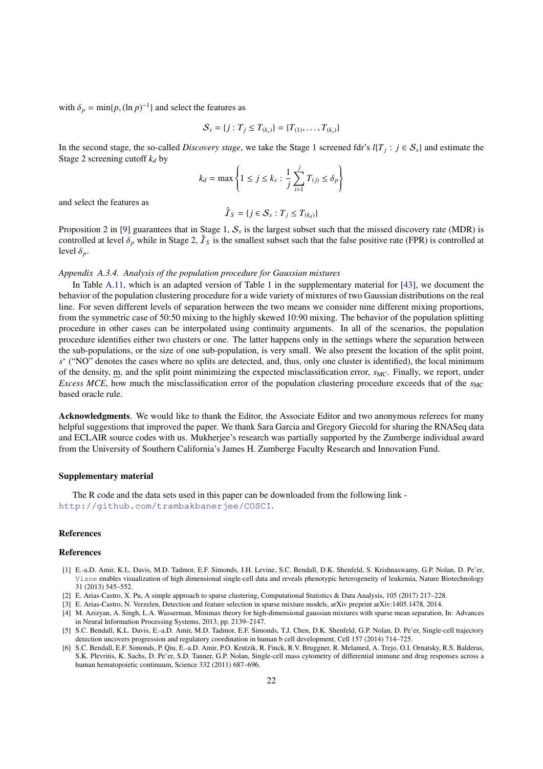with $\delta_p = \min\{p, (\ln p)^{-1}\}$ and select the features as

$$\mathcal{S}_s = \{j : T_j \leq T_{(k_s)}\} = \{T_{(1)}, \ldots, T_{(k_s)}\}$$

In the second stage, the so-called *Discovery stage*, we take the Stage 1 screened fdr's $l\{T_j : j \in \mathcal{S}_s\}$ and estimate the Stage 2 screening cutoff $k_d$ by

$$k_d = \max\left\{1 \leq j \leq k_s : \frac{1}{j}\sum_{i=1}^{j} T_{(j)} \leq \delta_p\right\}$$

and select the features as

$$\hat{\mathcal{I}}_S = \{j \in \mathcal{S}_s : T_j \leq T_{(k_d)}\}$$

Proposition 2 in [9] guarantees that in Stage 1, $\mathcal{S}_s$ is the largest subset such that the missed discovery rate (MDR) is controlled at level $\delta_p$ while in Stage 2, $\hat{\mathcal{I}}_S$ is the smallest subset such that the false positive rate (FPR) is controlled at level $\delta_p$.

*Appendix A.3.4. Analysis of the population procedure for Gaussian mixtures*

In Table A.11, which is an adapted version of Table 1 in the supplementary material for [43], we document the behavior of the population clustering procedure for a wide variety of mixtures of two Gaussian distributions on the real line. For seven different levels of separation between the two means we consider nine different mixing proportions, from the symmetric case of 50:50 mixing to the highly skewed 10:90 mixing. The behavior of the population splitting procedure in other cases can be interpolated using continuity arguments. In all of the scenarios, the population procedure identifies either two clusters or one. The latter happens only in the settings where the separation between the sub-populations, or the size of one sub-population, is very small. We also present the location of the split point, $s^*$ ("NO" denotes the cases where no splits are detected, and, thus, only one cluster is identified), the local minimum of the density, $\underline{\mathrm{m}}$, and the split point minimizing the expected misclassification error, $s_{\mathrm{MC}}$. Finally, we report, under *Excess MCE*, how much the misclassification error of the population clustering procedure exceeds that of the $s_{\mathrm{MC}}$ based oracle rule.

**Acknowledgments**. We would like to thank the Editor, the Associate Editor and two anonymous referees for many helpful suggestions that improved the paper. We thank Sara Garcia and Gregory Giecold for sharing the RNASeq data and ECLAIR source codes with us. Mukherjee's research was partially supported by the Zumberge individual award from the University of Southern California's James H. Zumberge Faculty Research and Innovation Fund.

**Supplementary material**

The R code and the data sets used in this paper can be downloaded from the following link - http://github.com/trambakbanerjee/COSCI.

**References**

**References**

[1] E.-a.D. Amir, K.L. Davis, M.D. Tadmor, E.F. Simonds, J.H. Levine, S.C. Bendall, D.K. Shenfeld, S. Krishnaswamy, G.P. Nolan, D. Pe'er, Visne enables visualization of high dimensional single-cell data and reveals phenotypic heterogeneity of leukemia, Nature Biotechnology 31 (2013) 545–552.

[2] E. Arias-Castro, X. Pu, A simple approach to sparse clustering, Computational Statistics & Data Analysis, 105 (2017) 217–228.

[3] E. Arias-Castro, N. Verzelen, Detection and feature selection in sparse mixture models, arXiv preprint arXiv:1405.1478, 2014.

[4] M. Azizyan, A. Singh, L.A. Wasserman, Minimax theory for high-dimensional gaussian mixtures with sparse mean separation, In: Advances in Neural Information Processing Systems, 2013, pp. 2139–2147.

[5] S.C. Bendall, K.L. Davis, E.-a.D. Amir, M.D. Tadmor, E.F. Simonds, T.J. Chen, D.K. Shenfeld, G.P. Nolan, D. Pe'er, Single-cell trajectory detection uncovers progression and regulatory coordination in human b cell development, Cell 157 (2014) 714–725.

[6] S.C. Bendall, E.F. Simonds, P. Qiu, E.-a.D. Amir, P.O. Krutzik, R. Finck, R.V. Bruggner, R. Melamed, A. Trejo, O.I. Ornatsky, R.S. Balderas, S.K. Plevritis, K. Sachs, D. Pe'er, S.D. Tanner, G.P. Nolan, Single-cell mass cytometry of differential immune and drug responses across a human hematopoietic continuum, Science 332 (2011) 687–696.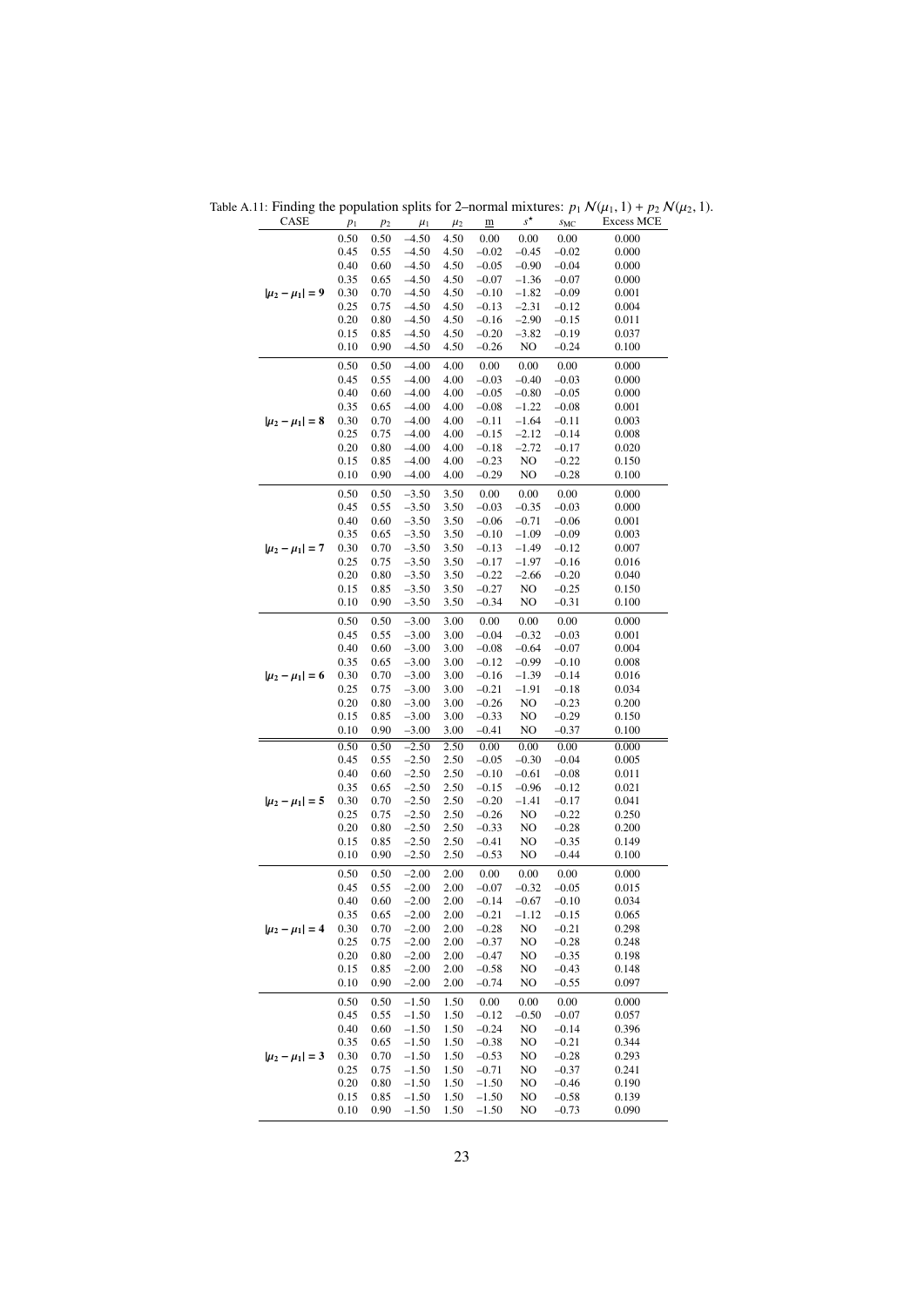Table A.11: Finding the population splits for 2–normal mixtures: $p_1\,\mathcal{N}(\mu_1,1) + p_2\,\mathcal{N}(\mu_2,1)$.

| CASE | $p_1$ | $p_2$ | $\mu_1$ | $\mu_2$ | $\underline{\mathrm{m}}$ | $s^\star$ | $s_{\mathrm{MC}}$ | Excess MCE |
|---|---|---|---|---|---|---|---|---|
| | 0.50 | 0.50 | −4.50 | 4.50 | 0.00 | 0.00 | 0.00 | 0.000 |
| | 0.45 | 0.55 | −4.50 | 4.50 | −0.02 | −0.45 | −0.02 | 0.000 |
| | 0.40 | 0.60 | −4.50 | 4.50 | −0.05 | −0.90 | −0.04 | 0.000 |
| | 0.35 | 0.65 | −4.50 | 4.50 | −0.07 | −1.36 | −0.07 | 0.000 |
| $\lvert\mu_2-\mu_1\rvert = 9$ | 0.30 | 0.70 | −4.50 | 4.50 | −0.10 | −1.82 | −0.09 | 0.001 |
| | 0.25 | 0.75 | −4.50 | 4.50 | −0.13 | −2.31 | −0.12 | 0.004 |
| | 0.20 | 0.80 | −4.50 | 4.50 | −0.16 | −2.90 | −0.15 | 0.011 |
| | 0.15 | 0.85 | −4.50 | 4.50 | −0.20 | −3.82 | −0.19 | 0.037 |
| | 0.10 | 0.90 | −4.50 | 4.50 | −0.26 | NO | −0.24 | 0.100 |
| | 0.50 | 0.50 | −4.00 | 4.00 | 0.00 | 0.00 | 0.00 | 0.000 |
| | 0.45 | 0.55 | −4.00 | 4.00 | −0.03 | −0.40 | −0.03 | 0.000 |
| | 0.40 | 0.60 | −4.00 | 4.00 | −0.05 | −0.80 | −0.05 | 0.000 |
| | 0.35 | 0.65 | −4.00 | 4.00 | −0.08 | −1.22 | −0.08 | 0.001 |
| $\lvert\mu_2-\mu_1\rvert = 8$ | 0.30 | 0.70 | −4.00 | 4.00 | −0.11 | −1.64 | −0.11 | 0.003 |
| | 0.25 | 0.75 | −4.00 | 4.00 | −0.15 | −2.12 | −0.14 | 0.008 |
| | 0.20 | 0.80 | −4.00 | 4.00 | −0.18 | −2.72 | −0.17 | 0.020 |
| | 0.15 | 0.85 | −4.00 | 4.00 | −0.23 | NO | −0.22 | 0.150 |
| | 0.10 | 0.90 | −4.00 | 4.00 | −0.29 | NO | −0.28 | 0.100 |
| | 0.50 | 0.50 | −3.50 | 3.50 | 0.00 | 0.00 | 0.00 | 0.000 |
| | 0.45 | 0.55 | −3.50 | 3.50 | −0.03 | −0.35 | −0.03 | 0.000 |
| | 0.40 | 0.60 | −3.50 | 3.50 | −0.06 | −0.71 | −0.06 | 0.001 |
| | 0.35 | 0.65 | −3.50 | 3.50 | −0.10 | −1.09 | −0.09 | 0.003 |
| $\lvert\mu_2-\mu_1\rvert = 7$ | 0.30 | 0.70 | −3.50 | 3.50 | −0.13 | −1.49 | −0.12 | 0.007 |
| | 0.25 | 0.75 | −3.50 | 3.50 | −0.17 | −1.97 | −0.16 | 0.016 |
| | 0.20 | 0.80 | −3.50 | 3.50 | −0.22 | −2.66 | −0.20 | 0.040 |
| | 0.15 | 0.85 | −3.50 | 3.50 | −0.27 | NO | −0.25 | 0.150 |
| | 0.10 | 0.90 | −3.50 | 3.50 | −0.34 | NO | −0.31 | 0.100 |
| | 0.50 | 0.50 | −3.00 | 3.00 | 0.00 | 0.00 | 0.00 | 0.000 |
| | 0.45 | 0.55 | −3.00 | 3.00 | −0.04 | −0.32 | −0.03 | 0.001 |
| | 0.40 | 0.60 | −3.00 | 3.00 | −0.08 | −0.64 | −0.07 | 0.004 |
| | 0.35 | 0.65 | −3.00 | 3.00 | −0.12 | −0.99 | −0.10 | 0.008 |
| $\lvert\mu_2-\mu_1\rvert = 6$ | 0.30 | 0.70 | −3.00 | 3.00 | −0.16 | −1.39 | −0.14 | 0.016 |
| | 0.25 | 0.75 | −3.00 | 3.00 | −0.21 | −1.91 | −0.18 | 0.034 |
| | 0.20 | 0.80 | −3.00 | 3.00 | −0.26 | NO | −0.23 | 0.200 |
| | 0.15 | 0.85 | −3.00 | 3.00 | −0.33 | NO | −0.29 | 0.150 |
| | 0.10 | 0.90 | −3.00 | 3.00 | −0.41 | NO | −0.37 | 0.100 |
| | 0.50 | 0.50 | −2.50 | 2.50 | 0.00 | 0.00 | 0.00 | 0.000 |
| | 0.45 | 0.55 | −2.50 | 2.50 | −0.05 | −0.30 | −0.04 | 0.005 |
| | 0.40 | 0.60 | −2.50 | 2.50 | −0.10 | −0.61 | −0.08 | 0.011 |
| | 0.35 | 0.65 | −2.50 | 2.50 | −0.15 | −0.96 | −0.12 | 0.021 |
| $\lvert\mu_2-\mu_1\rvert = 5$ | 0.30 | 0.70 | −2.50 | 2.50 | −0.20 | −1.41 | −0.17 | 0.041 |
| | 0.25 | 0.75 | −2.50 | 2.50 | −0.26 | NO | −0.22 | 0.250 |
| | 0.20 | 0.80 | −2.50 | 2.50 | −0.33 | NO | −0.28 | 0.200 |
| | 0.15 | 0.85 | −2.50 | 2.50 | −0.41 | NO | −0.35 | 0.149 |
| | 0.10 | 0.90 | −2.50 | 2.50 | −0.53 | NO | −0.44 | 0.100 |
| | 0.50 | 0.50 | −2.00 | 2.00 | 0.00 | 0.00 | 0.00 | 0.000 |
| | 0.45 | 0.55 | −2.00 | 2.00 | −0.07 | −0.32 | −0.05 | 0.015 |
| | 0.40 | 0.60 | −2.00 | 2.00 | −0.14 | −0.67 | −0.10 | 0.034 |
| | 0.35 | 0.65 | −2.00 | 2.00 | −0.21 | −1.12 | −0.15 | 0.065 |
| $\lvert\mu_2-\mu_1\rvert = 4$ | 0.30 | 0.70 | −2.00 | 2.00 | −0.28 | NO | −0.21 | 0.298 |
| | 0.25 | 0.75 | −2.00 | 2.00 | −0.37 | NO | −0.28 | 0.248 |
| | 0.20 | 0.80 | −2.00 | 2.00 | −0.47 | NO | −0.35 | 0.198 |
| | 0.15 | 0.85 | −2.00 | 2.00 | −0.58 | NO | −0.43 | 0.148 |
| | 0.10 | 0.90 | −2.00 | 2.00 | −0.74 | NO | −0.55 | 0.097 |
| | 0.50 | 0.50 | −1.50 | 1.50 | 0.00 | 0.00 | 0.00 | 0.000 |
| | 0.45 | 0.55 | −1.50 | 1.50 | −0.12 | −0.50 | −0.07 | 0.057 |
| | 0.40 | 0.60 | −1.50 | 1.50 | −0.24 | NO | −0.14 | 0.396 |
| | 0.35 | 0.65 | −1.50 | 1.50 | −0.38 | NO | −0.21 | 0.344 |
| $\lvert\mu_2-\mu_1\rvert = 3$ | 0.30 | 0.70 | −1.50 | 1.50 | −0.53 | NO | −0.28 | 0.293 |
| | 0.25 | 0.75 | −1.50 | 1.50 | −0.71 | NO | −0.37 | 0.241 |
| | 0.20 | 0.80 | −1.50 | 1.50 | −1.50 | NO | −0.46 | 0.190 |
| | 0.15 | 0.85 | −1.50 | 1.50 | −1.50 | NO | −0.58 | 0.139 |
| | 0.10 | 0.90 | −1.50 | 1.50 | −1.50 | NO | −0.73 | 0.090 |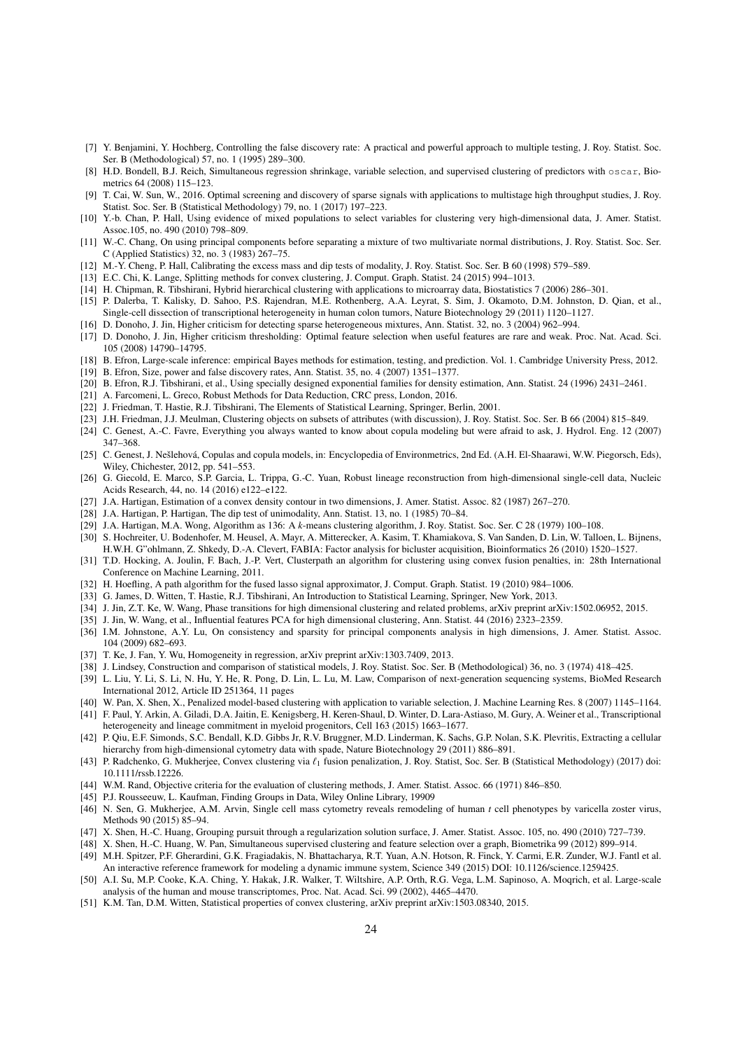[7] Y. Benjamini, Y. Hochberg, Controlling the false discovery rate: A practical and powerful approach to multiple testing, J. Roy. Statist. Soc. Ser. B (Methodological) 57, no. 1 (1995) 289–300.

[8] H.D. Bondell, B.J. Reich, Simultaneous regression shrinkage, variable selection, and supervised clustering of predictors with `oscar`, Biometrics 64 (2008) 115–123.

[9] T. Cai, W. Sun, W., 2016. Optimal screening and discovery of sparse signals with applications to multistage high throughput studies, J. Roy. Statist. Soc. Ser. B (Statistical Methodology) 79, no. 1 (2017) 197–223.

[10] Y.-b. Chan, P. Hall, Using evidence of mixed populations to select variables for clustering very high-dimensional data, J. Amer. Statist. Assoc.105, no. 490 (2010) 798–809.

[11] W.-C. Chang, On using principal components before separating a mixture of two multivariate normal distributions, J. Roy. Statist. Soc. Ser. C (Applied Statistics) 32, no. 3 (1983) 267–75.

[12] M.-Y. Cheng, P. Hall, Calibrating the excess mass and dip tests of modality, J. Roy. Statist. Soc. Ser. B 60 (1998) 579–589.

[13] E.C. Chi, K. Lange, Splitting methods for convex clustering, J. Comput. Graph. Statist. 24 (2015) 994–1013.

[14] H. Chipman, R. Tibshirani, Hybrid hierarchical clustering with applications to microarray data, Biostatistics 7 (2006) 286–301.

[15] P. Dalerba, T. Kalisky, D. Sahoo, P.S. Rajendran, M.E. Rothenberg, A.A. Leyrat, S. Sim, J. Okamoto, D.M. Johnston, D. Qian, et al., Single-cell dissection of transcriptional heterogeneity in human colon tumors, Nature Biotechnology 29 (2011) 1120–1127.

[16] D. Donoho, J. Jin, Higher criticism for detecting sparse heterogeneous mixtures, Ann. Statist. 32, no. 3 (2004) 962–994.

[17] D. Donoho, J. Jin, Higher criticism thresholding: Optimal feature selection when useful features are rare and weak. Proc. Nat. Acad. Sci. 105 (2008) 14790–14795.

[18] B. Efron, Large-scale inference: empirical Bayes methods for estimation, testing, and prediction. Vol. 1. Cambridge University Press, 2012.

[19] B. Efron, Size, power and false discovery rates, Ann. Statist. 35, no. 4 (2007) 1351–1377.

[20] B. Efron, R.J. Tibshirani, et al., Using specially designed exponential families for density estimation, Ann. Statist. 24 (1996) 2431–2461.

[21] A. Farcomeni, L. Greco, Robust Methods for Data Reduction, CRC press, London, 2016.

[22] J. Friedman, T. Hastie, R.J. Tibshirani, The Elements of Statistical Learning, Springer, Berlin, 2001.

[23] J.H. Friedman, J.J. Meulman, Clustering objects on subsets of attributes (with discussion), J. Roy. Statist. Soc. Ser. B 66 (2004) 815–849.

[24] C. Genest, A.-C. Favre, Everything you always wanted to know about copula modeling but were afraid to ask, J. Hydrol. Eng. 12 (2007) 347–368.

[25] C. Genest, J. Nešlehová, Copulas and copula models, in: Encyclopedia of Environmetrics, 2nd Ed. (A.H. El-Shaarawi, W.W. Piegorsch, Eds), Wiley, Chichester, 2012, pp. 541–553.

[26] G. Giecold, E. Marco, S.P. Garcia, L. Trippa, G.-C. Yuan, Robust lineage reconstruction from high-dimensional single-cell data, Nucleic Acids Research, 44, no. 14 (2016) e122–e122.

[27] J.A. Hartigan, Estimation of a convex density contour in two dimensions, J. Amer. Statist. Assoc. 82 (1987) 267–270.

[28] J.A. Hartigan, P. Hartigan, The dip test of unimodality, Ann. Statist. 13, no. 1 (1985) 70–84.

[29] J.A. Hartigan, M.A. Wong, Algorithm as 136: A $k$-means clustering algorithm, J. Roy. Statist. Soc. Ser. C 28 (1979) 100–108.

[30] S. Hochreiter, U. Bodenhofer, M. Heusel, A. Mayr, A. Mitterecker, A. Kasim, T. Khamiakova, S. Van Sanden, D. Lin, W. Talloen, L. Bijnens, H.W.H. G"ohlmann, Z. Shkedy, D.-A. Clevert, FABIA: Factor analysis for bicluster acquisition, Bioinformatics 26 (2010) 1520–1527.

[31] T.D. Hocking, A. Joulin, F. Bach, J.-P. Vert, Clusterpath an algorithm for clustering using convex fusion penalties, in: 28th International Conference on Machine Learning, 2011.

[32] H. Hoefling, A path algorithm for the fused lasso signal approximator, J. Comput. Graph. Statist. 19 (2010) 984–1006.

[33] G. James, D. Witten, T. Hastie, R.J. Tibshirani, An Introduction to Statistical Learning, Springer, New York, 2013.

[34] J. Jin, Z.T. Ke, W. Wang, Phase transitions for high dimensional clustering and related problems, arXiv preprint arXiv:1502.06952, 2015.

[35] J. Jin, W. Wang, et al., Influential features PCA for high dimensional clustering, Ann. Statist. 44 (2016) 2323–2359.

[36] I.M. Johnstone, A.Y. Lu, On consistency and sparsity for principal components analysis in high dimensions, J. Amer. Statist. Assoc. 104 (2009) 682–693.

[37] T. Ke, J. Fan, Y. Wu, Homogeneity in regression, arXiv preprint arXiv:1303.7409, 2013.

[38] J. Lindsey, Construction and comparison of statistical models, J. Roy. Statist. Soc. Ser. B (Methodological) 36, no. 3 (1974) 418–425.

[39] L. Liu, Y. Li, S. Li, N. Hu, Y. He, R. Pong, D. Lin, L. Lu, M. Law, Comparison of next-generation sequencing systems, BioMed Research International 2012, Article ID 251364, 11 pages

[40] W. Pan, X. Shen, X., Penalized model-based clustering with application to variable selection, J. Machine Learning Res. 8 (2007) 1145–1164.

[41] F. Paul, Y. Arkin, A. Giladi, D.A. Jaitin, E. Kenigsberg, H. Keren-Shaul, D. Winter, D. Lara-Astiaso, M. Gury, A. Weiner et al., Transcriptional heterogeneity and lineage commitment in myeloid progenitors, Cell 163 (2015) 1663–1677.

[42] P. Qiu, E.F. Simonds, S.C. Bendall, K.D. Gibbs Jr, R.V. Bruggner, M.D. Linderman, K. Sachs, G.P. Nolan, S.K. Plevritis, Extracting a cellular hierarchy from high-dimensional cytometry data with spade, Nature Biotechnology 29 (2011) 886–891.

[43] P. Radchenko, G. Mukherjee, Convex clustering via $\ell_1$ fusion penalization, J. Roy. Statist, Soc. Ser. B (Statistical Methodology) (2017) doi: 10.1111/rssb.12226.

[44] W.M. Rand, Objective criteria for the evaluation of clustering methods, J. Amer. Statist. Assoc. 66 (1971) 846–850.

[45] P.J. Rousseeuw, L. Kaufman, Finding Groups in Data, Wiley Online Library, 19909

[46] N. Sen, G. Mukherjee, A.M. Arvin, Single cell mass cytometry reveals remodeling of human $t$ cell phenotypes by varicella zoster virus, Methods 90 (2015) 85–94.

[47] X. Shen, H.-C. Huang, Grouping pursuit through a regularization solution surface, J. Amer. Statist. Assoc. 105, no. 490 (2010) 727–739.

[48] X. Shen, H.-C. Huang, W. Pan, Simultaneous supervised clustering and feature selection over a graph, Biometrika 99 (2012) 899–914.

[49] M.H. Spitzer, P.F. Gherardini, G.K. Fragiadakis, N. Bhattacharya, R.T. Yuan, A.N. Hotson, R. Finck, Y. Carmi, E.R. Zunder, W.J. Fantl et al. An interactive reference framework for modeling a dynamic immune system, Science 349 (2015) DOI: 10.1126/science.1259425.

[50] A.I. Su, M.P. Cooke, K.A. Ching, Y. Hakak, J.R. Walker, T. Wiltshire, A.P. Orth, R.G. Vega, L.M. Sapinoso, A. Moqrich, et al. Large-scale analysis of the human and mouse transcriptomes, Proc. Nat. Acad. Sci. 99 (2002), 4465–4470.

[51] K.M. Tan, D.M. Witten, Statistical properties of convex clustering, arXiv preprint arXiv:1503.08340, 2015.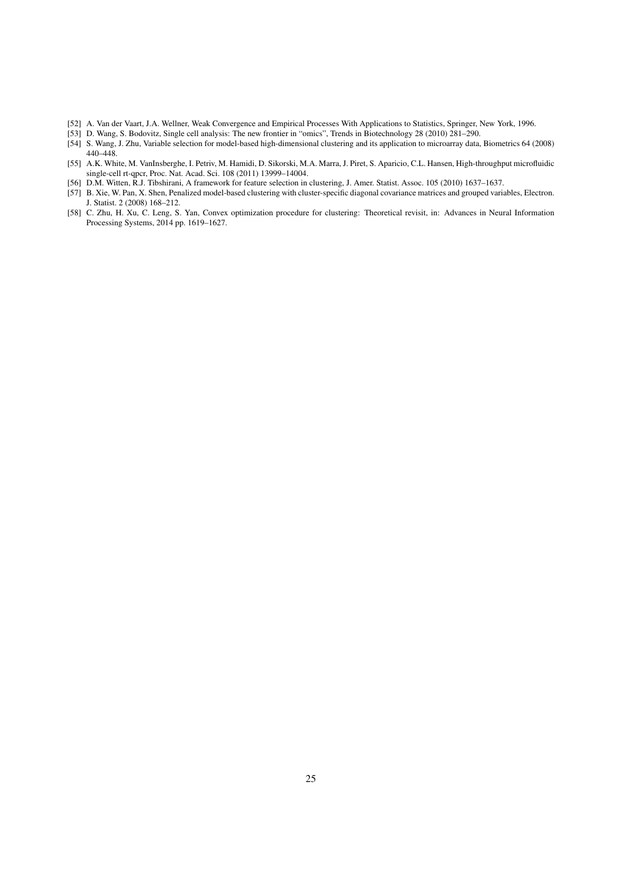[52] A. Van der Vaart, J.A. Wellner, Weak Convergence and Empirical Processes With Applications to Statistics, Springer, New York, 1996.

[53] D. Wang, S. Bodovitz, Single cell analysis: The new frontier in "omics", Trends in Biotechnology 28 (2010) 281–290.

[54] S. Wang, J. Zhu, Variable selection for model-based high-dimensional clustering and its application to microarray data, Biometrics 64 (2008) 440–448.

[55] A.K. White, M. VanInsberghe, I. Petriv, M. Hamidi, D. Sikorski, M.A. Marra, J. Piret, S. Aparicio, C.L. Hansen, High-throughput microfluidic single-cell rt-qpcr, Proc. Nat. Acad. Sci. 108 (2011) 13999–14004.

[56] D.M. Witten, R.J. Tibshirani, A framework for feature selection in clustering, J. Amer. Statist. Assoc. 105 (2010) 1637–1637.

[57] B. Xie, W. Pan, X. Shen, Penalized model-based clustering with cluster-specific diagonal covariance matrices and grouped variables, Electron. J. Statist. 2 (2008) 168–212.

[58] C. Zhu, H. Xu, C. Leng, S. Yan, Convex optimization procedure for clustering: Theoretical revisit, in: Advances in Neural Information Processing Systems, 2014 pp. 1619–1627.